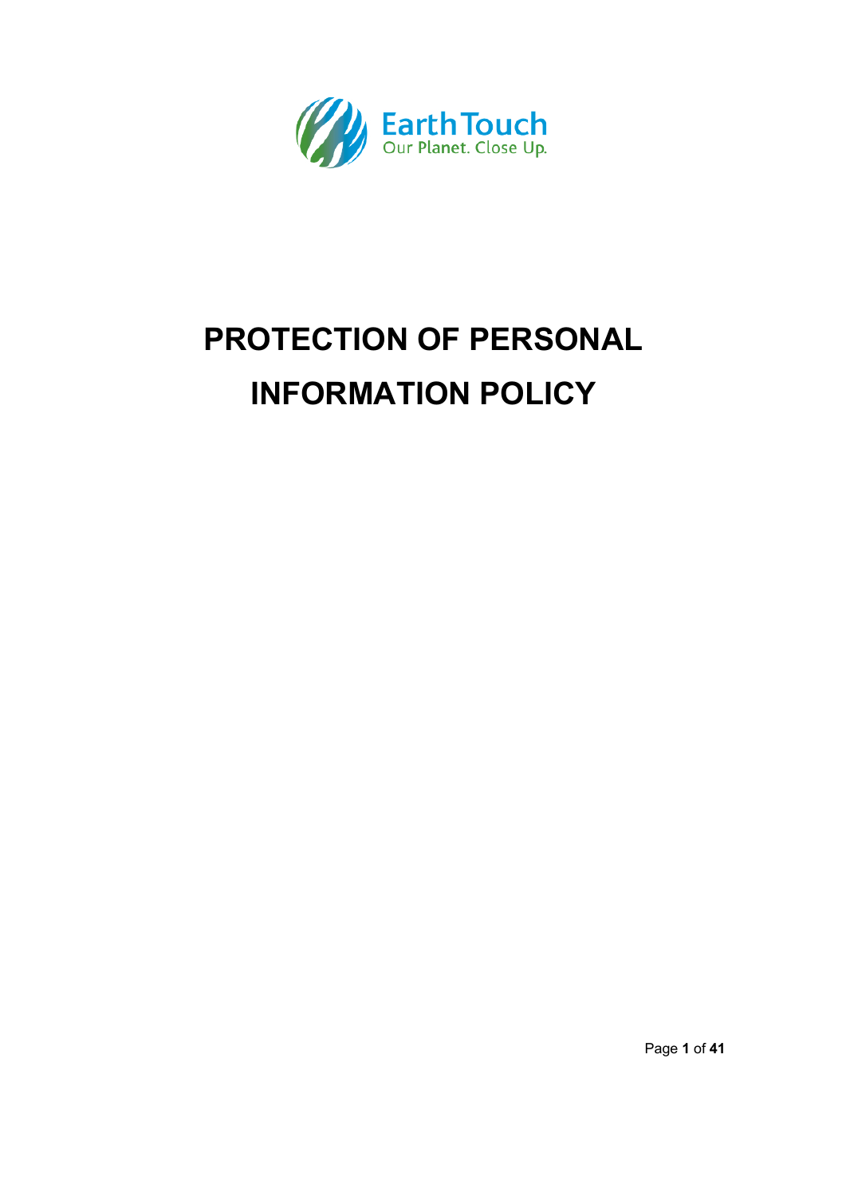EarthTouch
Our Planet. Close Up.

# PROTECTION OF PERSONAL INFORMATION POLICY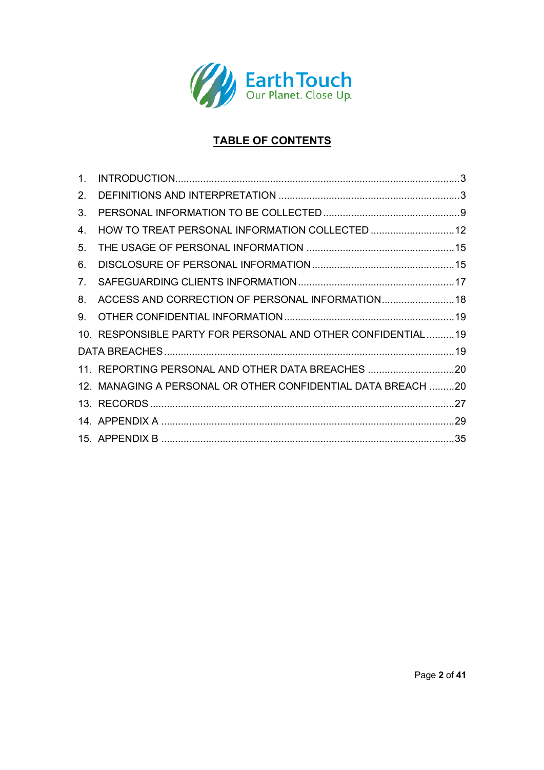EarthTouch
Our Planet. Close Up.

# TABLE OF CONTENTS

1. INTRODUCTION....................................................................................................3
2. DEFINITIONS AND INTERPRETATION ................................................................3
3. PERSONAL INFORMATION TO BE COLLECTED.................................................9
4. HOW TO TREAT PERSONAL INFORMATION COLLECTED ..............................12
5. THE USAGE OF PERSONAL INFORMATION .....................................................15
6. DISCLOSURE OF PERSONAL INFORMATION...................................................15
7. SAFEGUARDING CLIENTS INFORMATION........................................................17
8. ACCESS AND CORRECTION OF PERSONAL INFORMATION..........................18
9. OTHER CONFIDENTIAL INFORMATION.............................................................19
10. RESPONSIBLE PARTY FOR PERSONAL AND OTHER CONFIDENTIAL..........19

DATA BREACHES.......................................................................................................19

11. REPORTING PERSONAL AND OTHER DATA BREACHES ...............................20
12. MANAGING A PERSONAL OR OTHER CONFIDENTIAL DATA BREACH .........20
13. RECORDS ...........................................................................................................27
14. APPENDIX A ........................................................................................................29
15. APPENDIX B ........................................................................................................35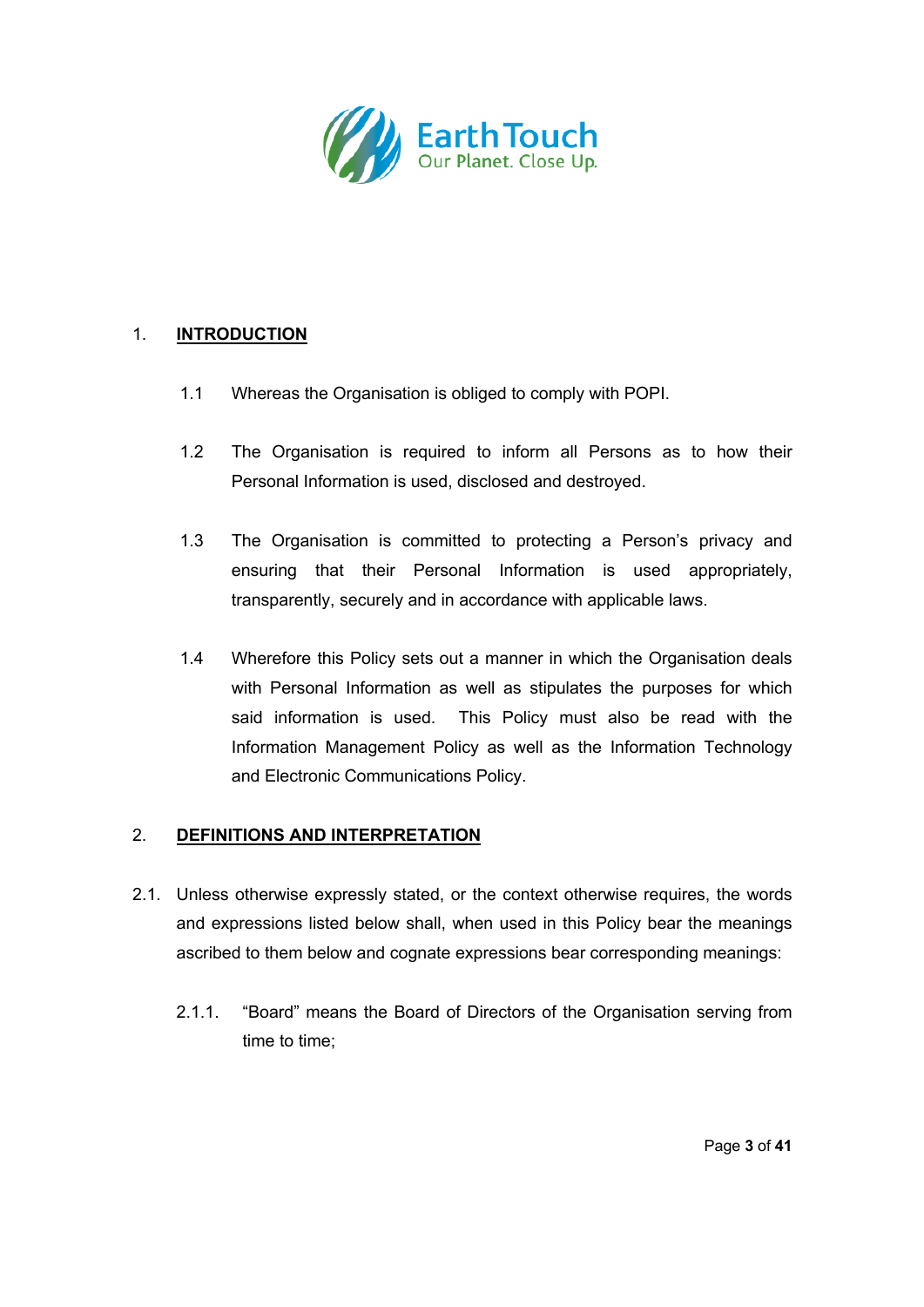## 1. INTRODUCTION

1.1 Whereas the Organisation is obliged to comply with POPI.

1.2 The Organisation is required to inform all Persons as to how their Personal Information is used, disclosed and destroyed.

1.3 The Organisation is committed to protecting a Person's privacy and ensuring that their Personal Information is used appropriately, transparently, securely and in accordance with applicable laws.

1.4 Wherefore this Policy sets out a manner in which the Organisation deals with Personal Information as well as stipulates the purposes for which said information is used. This Policy must also be read with the Information Management Policy as well as the Information Technology and Electronic Communications Policy.

## 2. DEFINITIONS AND INTERPRETATION

2.1. Unless otherwise expressly stated, or the context otherwise requires, the words and expressions listed below shall, when used in this Policy bear the meanings ascribed to them below and cognate expressions bear corresponding meanings:

2.1.1. "Board" means the Board of Directors of the Organisation serving from time to time;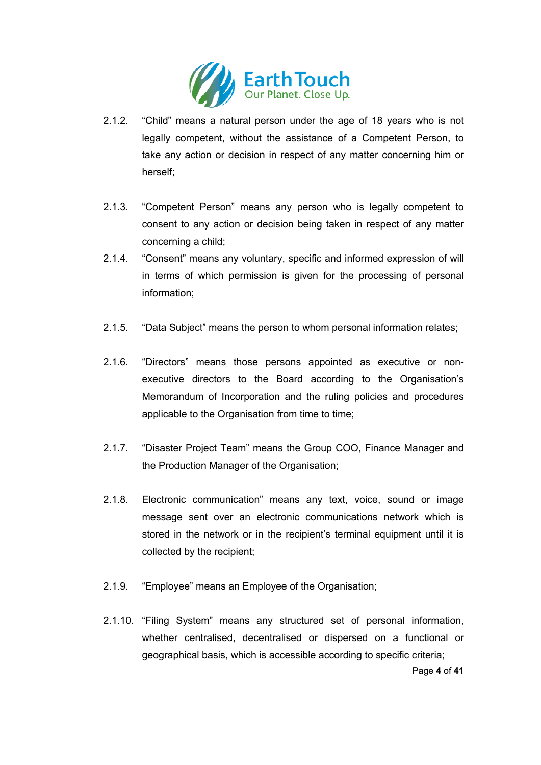2.1.2. "Child" means a natural person under the age of 18 years who is not legally competent, without the assistance of a Competent Person, to take any action or decision in respect of any matter concerning him or herself;

2.1.3. "Competent Person" means any person who is legally competent to consent to any action or decision being taken in respect of any matter concerning a child;

2.1.4. "Consent" means any voluntary, specific and informed expression of will in terms of which permission is given for the processing of personal information;

2.1.5. "Data Subject" means the person to whom personal information relates;

2.1.6. "Directors" means those persons appointed as executive or non-executive directors to the Board according to the Organisation's Memorandum of Incorporation and the ruling policies and procedures applicable to the Organisation from time to time;

2.1.7. "Disaster Project Team" means the Group COO, Finance Manager and the Production Manager of the Organisation;

2.1.8. Electronic communication" means any text, voice, sound or image message sent over an electronic communications network which is stored in the network or in the recipient's terminal equipment until it is collected by the recipient;

2.1.9. "Employee" means an Employee of the Organisation;

2.1.10. "Filing System" means any structured set of personal information, whether centralised, decentralised or dispersed on a functional or geographical basis, which is accessible according to specific criteria;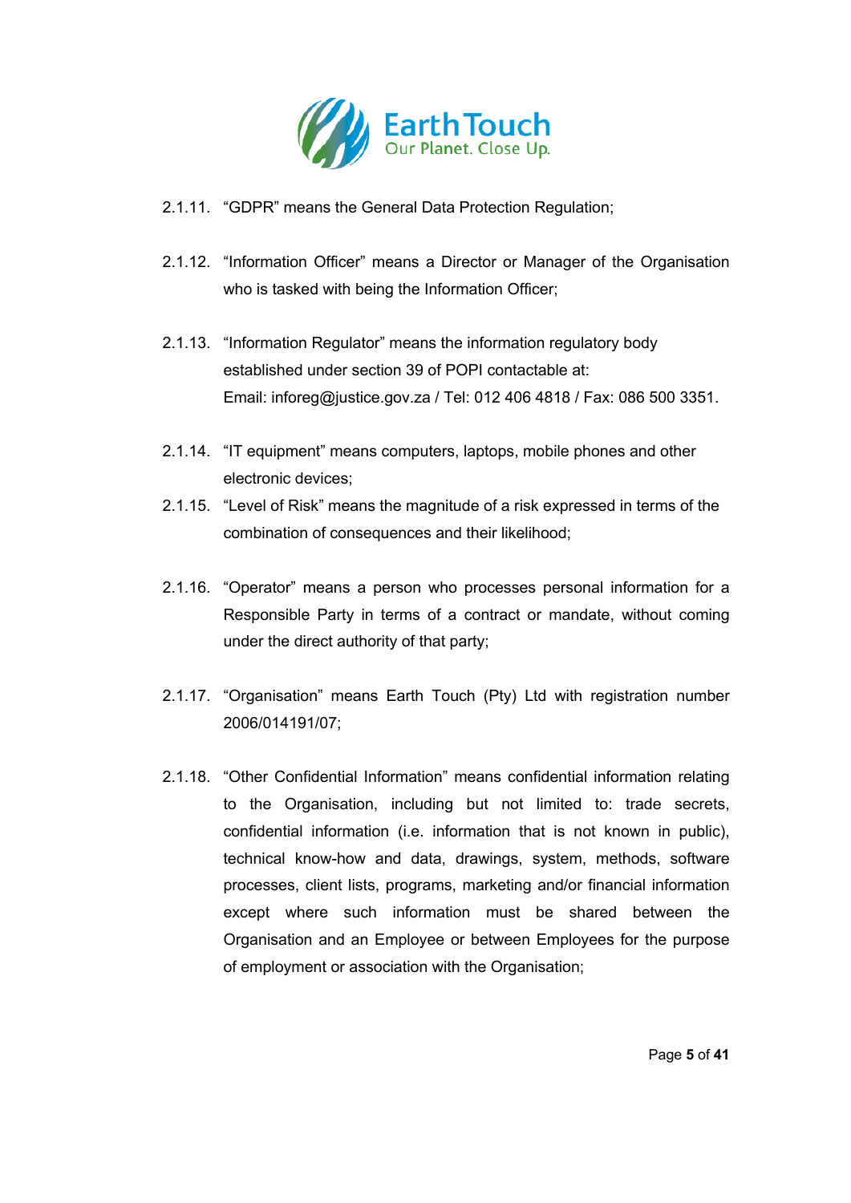2.1.11. "GDPR" means the General Data Protection Regulation;

2.1.12. "Information Officer" means a Director or Manager of the Organisation who is tasked with being the Information Officer;

2.1.13. "Information Regulator" means the information regulatory body established under section 39 of POPI contactable at:
Email: inforeg@justice.gov.za / Tel: 012 406 4818 / Fax: 086 500 3351.

2.1.14. "IT equipment" means computers, laptops, mobile phones and other electronic devices;

2.1.15. "Level of Risk" means the magnitude of a risk expressed in terms of the combination of consequences and their likelihood;

2.1.16. "Operator" means a person who processes personal information for a Responsible Party in terms of a contract or mandate, without coming under the direct authority of that party;

2.1.17. "Organisation" means Earth Touch (Pty) Ltd with registration number 2006/014191/07;

2.1.18. "Other Confidential Information" means confidential information relating to the Organisation, including but not limited to: trade secrets, confidential information (i.e. information that is not known in public), technical know-how and data, drawings, system, methods, software processes, client lists, programs, marketing and/or financial information except where such information must be shared between the Organisation and an Employee or between Employees for the purpose of employment or association with the Organisation;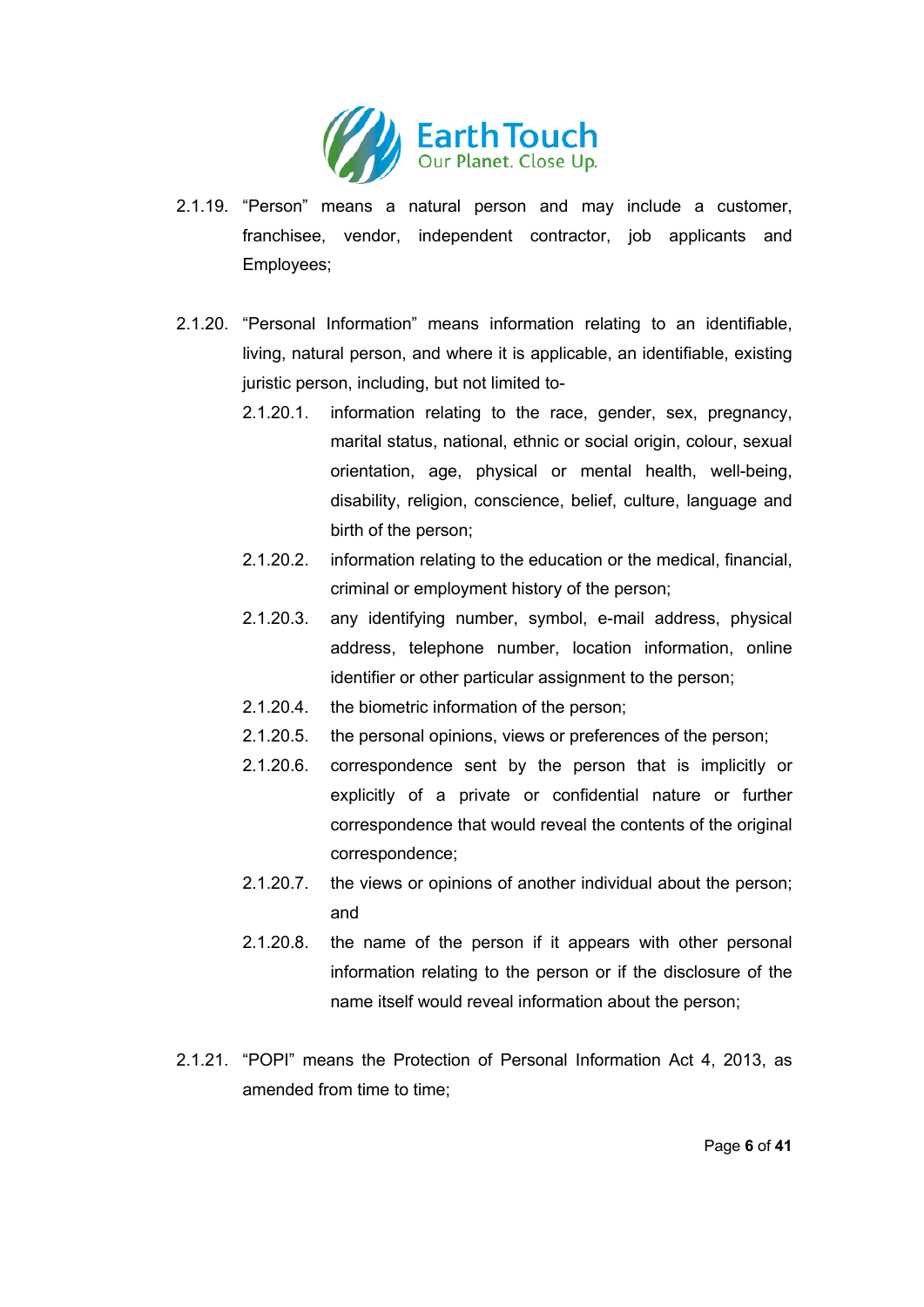2.1.19. “Person” means a natural person and may include a customer, franchisee, vendor, independent contractor, job applicants and Employees;

2.1.20. “Personal Information” means information relating to an identifiable, living, natural person, and where it is applicable, an identifiable, existing juristic person, including, but not limited to-

2.1.20.1. information relating to the race, gender, sex, pregnancy, marital status, national, ethnic or social origin, colour, sexual orientation, age, physical or mental health, well-being, disability, religion, conscience, belief, culture, language and birth of the person;

2.1.20.2. information relating to the education or the medical, financial, criminal or employment history of the person;

2.1.20.3. any identifying number, symbol, e-mail address, physical address, telephone number, location information, online identifier or other particular assignment to the person;

2.1.20.4. the biometric information of the person;

2.1.20.5. the personal opinions, views or preferences of the person;

2.1.20.6. correspondence sent by the person that is implicitly or explicitly of a private or confidential nature or further correspondence that would reveal the contents of the original correspondence;

2.1.20.7. the views or opinions of another individual about the person; and

2.1.20.8. the name of the person if it appears with other personal information relating to the person or if the disclosure of the name itself would reveal information about the person;

2.1.21. “POPI” means the Protection of Personal Information Act 4, 2013, as amended from time to time;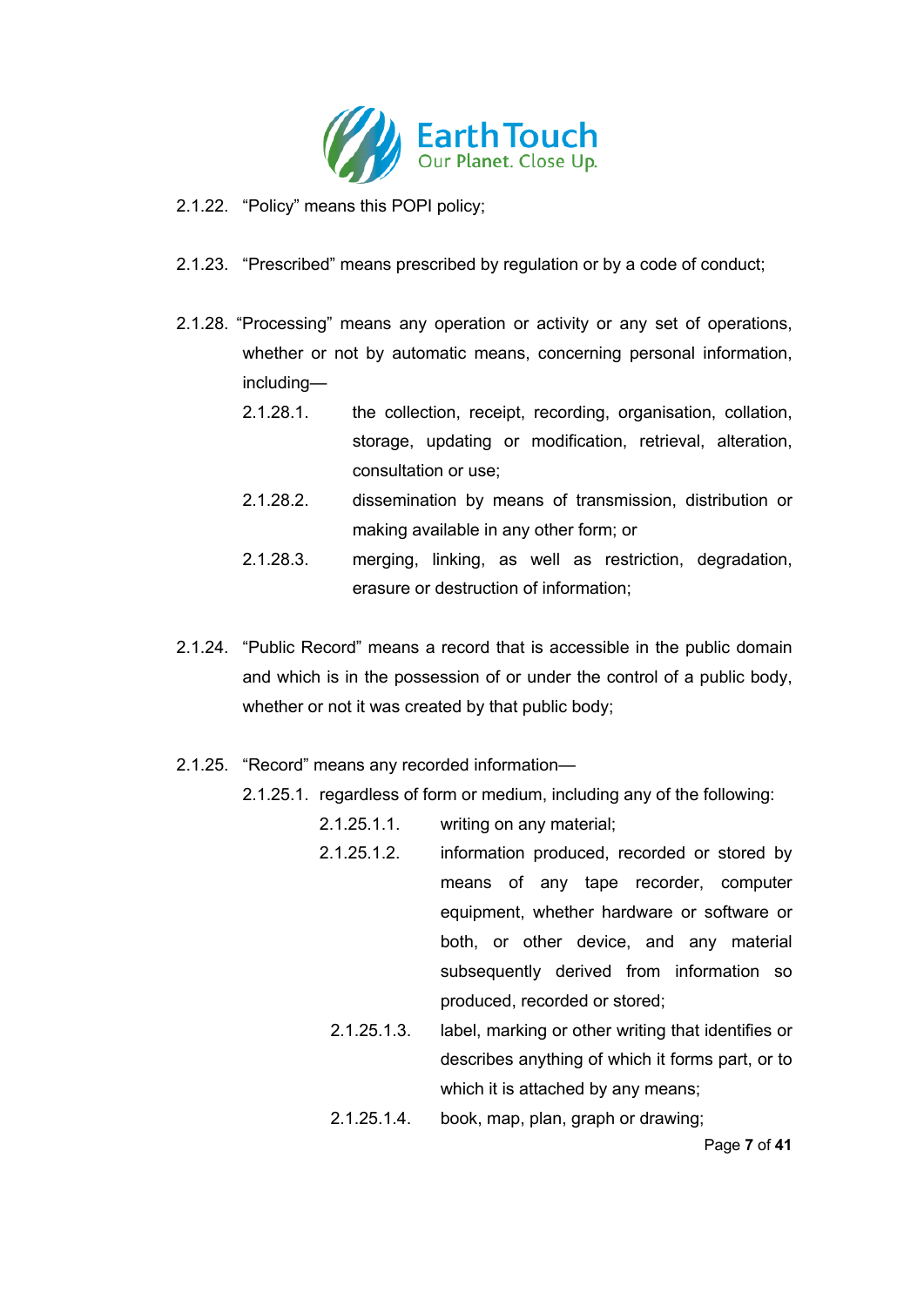2.1.22. "Policy" means this POPI policy;

2.1.23. "Prescribed" means prescribed by regulation or by a code of conduct;

2.1.28. "Processing" means any operation or activity or any set of operations, whether or not by automatic means, concerning personal information, including—

- 2.1.28.1. the collection, receipt, recording, organisation, collation, storage, updating or modification, retrieval, alteration, consultation or use;
- 2.1.28.2. dissemination by means of transmission, distribution or making available in any other form; or
- 2.1.28.3. merging, linking, as well as restriction, degradation, erasure or destruction of information;

2.1.24. "Public Record" means a record that is accessible in the public domain and which is in the possession of or under the control of a public body, whether or not it was created by that public body;

2.1.25. "Record" means any recorded information—

- 2.1.25.1. regardless of form or medium, including any of the following:
  - 2.1.25.1.1. writing on any material;
  - 2.1.25.1.2. information produced, recorded or stored by means of any tape recorder, computer equipment, whether hardware or software or both, or other device, and any material subsequently derived from information so produced, recorded or stored;
  - 2.1.25.1.3. label, marking or other writing that identifies or describes anything of which it forms part, or to which it is attached by any means;
  - 2.1.25.1.4. book, map, plan, graph or drawing;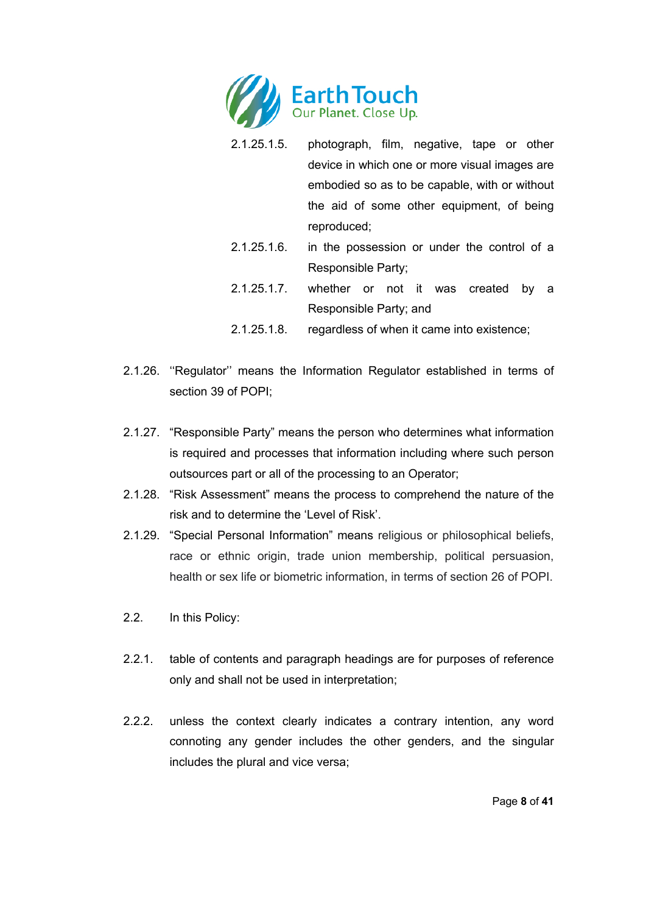2.1.25.1.5. photograph, film, negative, tape or other device in which one or more visual images are embodied so as to be capable, with or without the aid of some other equipment, of being reproduced;

2.1.25.1.6. in the possession or under the control of a Responsible Party;

2.1.25.1.7. whether or not it was created by a Responsible Party; and

2.1.25.1.8. regardless of when it came into existence;

2.1.26. ''Regulator'' means the Information Regulator established in terms of section 39 of POPI;

2.1.27. "Responsible Party" means the person who determines what information is required and processes that information including where such person outsources part or all of the processing to an Operator;

2.1.28. "Risk Assessment" means the process to comprehend the nature of the risk and to determine the 'Level of Risk'.

2.1.29. "Special Personal Information" means religious or philosophical beliefs, race or ethnic origin, trade union membership, political persuasion, health or sex life or biometric information, in terms of section 26 of POPI.

2.2. In this Policy:

2.2.1. table of contents and paragraph headings are for purposes of reference only and shall not be used in interpretation;

2.2.2. unless the context clearly indicates a contrary intention, any word connoting any gender includes the other genders, and the singular includes the plural and vice versa;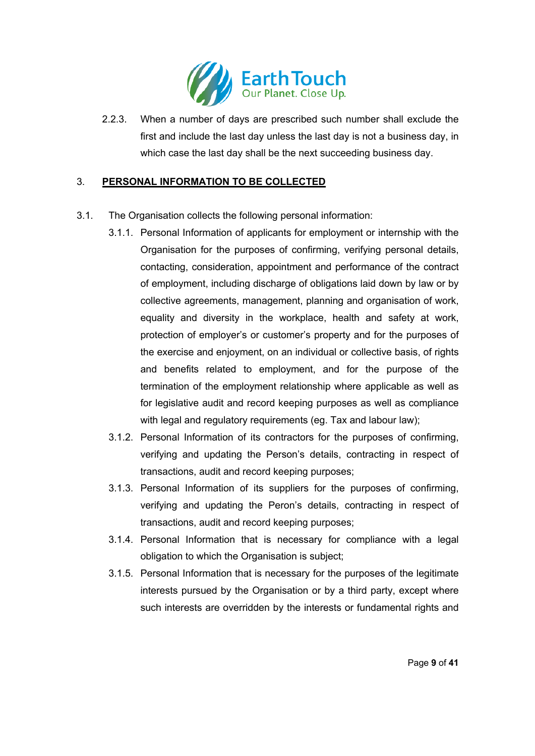2.2.3. When a number of days are prescribed such number shall exclude the first and include the last day unless the last day is not a business day, in which case the last day shall be the next succeeding business day.

## 3. PERSONAL INFORMATION TO BE COLLECTED

3.1. The Organisation collects the following personal information:

3.1.1. Personal Information of applicants for employment or internship with the Organisation for the purposes of confirming, verifying personal details, contacting, consideration, appointment and performance of the contract of employment, including discharge of obligations laid down by law or by collective agreements, management, planning and organisation of work, equality and diversity in the workplace, health and safety at work, protection of employer's or customer's property and for the purposes of the exercise and enjoyment, on an individual or collective basis, of rights and benefits related to employment, and for the purpose of the termination of the employment relationship where applicable as well as for legislative audit and record keeping purposes as well as compliance with legal and regulatory requirements (eg. Tax and labour law);

3.1.2. Personal Information of its contractors for the purposes of confirming, verifying and updating the Person's details, contracting in respect of transactions, audit and record keeping purposes;

3.1.3. Personal Information of its suppliers for the purposes of confirming, verifying and updating the Peron's details, contracting in respect of transactions, audit and record keeping purposes;

3.1.4. Personal Information that is necessary for compliance with a legal obligation to which the Organisation is subject;

3.1.5. Personal Information that is necessary for the purposes of the legitimate interests pursued by the Organisation or by a third party, except where such interests are overridden by the interests or fundamental rights and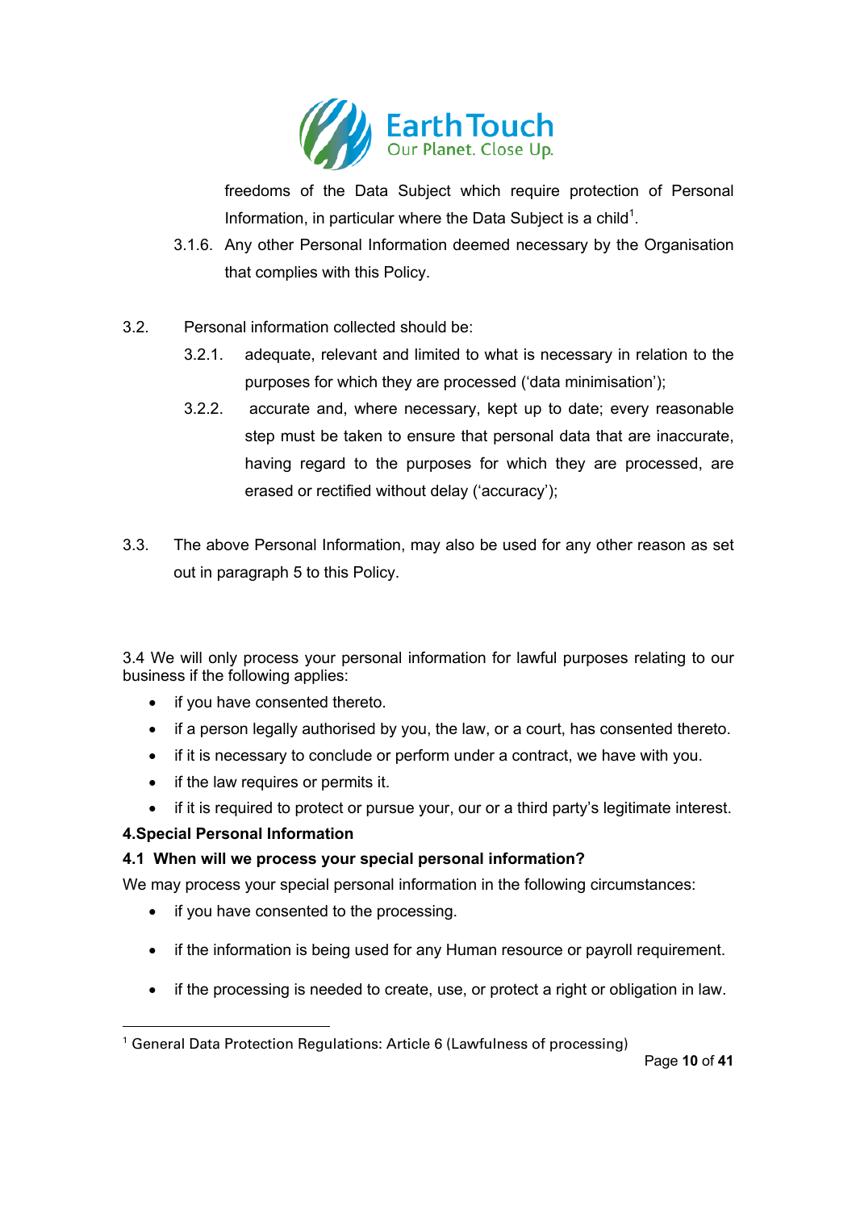freedoms of the Data Subject which require protection of Personal Information, in particular where the Data Subject is a child[1].

3.1.6. Any other Personal Information deemed necessary by the Organisation that complies with this Policy.

3.2. Personal information collected should be:

3.2.1. adequate, relevant and limited to what is necessary in relation to the purposes for which they are processed ('data minimisation');

3.2.2. accurate and, where necessary, kept up to date; every reasonable step must be taken to ensure that personal data that are inaccurate, having regard to the purposes for which they are processed, are erased or rectified without delay ('accuracy');

3.3. The above Personal Information, may also be used for any other reason as set out in paragraph 5 to this Policy.

3.4 We will only process your personal information for lawful purposes relating to our business if the following applies:

- if you have consented thereto.
- if a person legally authorised by you, the law, or a court, has consented thereto.
- if it is necessary to conclude or perform under a contract, we have with you.
- if the law requires or permits it.
- if it is required to protect or pursue your, our or a third party's legitimate interest.

**4.Special Personal Information**

**4.1 When will we process your special personal information?**

We may process your special personal information in the following circumstances:

- if you have consented to the processing.
- if the information is being used for any Human resource or payroll requirement.
- if the processing is needed to create, use, or protect a right or obligation in law.

---

[1] General Data Protection Regulations: Article 6 (Lawfulness of processing)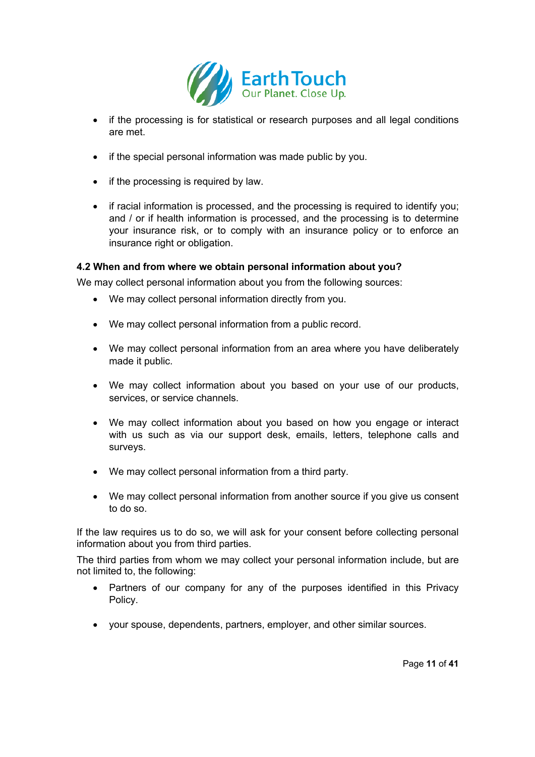- if the processing is for statistical or research purposes and all legal conditions are met.
- if the special personal information was made public by you.
- if the processing is required by law.
- if racial information is processed, and the processing is required to identify you; and / or if health information is processed, and the processing is to determine your insurance risk, or to comply with an insurance policy or to enforce an insurance right or obligation.

### 4.2 When and from where we obtain personal information about you?

We may collect personal information about you from the following sources:

- We may collect personal information directly from you.
- We may collect personal information from a public record.
- We may collect personal information from an area where you have deliberately made it public.
- We may collect information about you based on your use of our products, services, or service channels.
- We may collect information about you based on how you engage or interact with us such as via our support desk, emails, letters, telephone calls and surveys.
- We may collect personal information from a third party.
- We may collect personal information from another source if you give us consent to do so.

If the law requires us to do so, we will ask for your consent before collecting personal information about you from third parties.

The third parties from whom we may collect your personal information include, but are not limited to, the following:

- Partners of our company for any of the purposes identified in this Privacy Policy.
- your spouse, dependents, partners, employer, and other similar sources.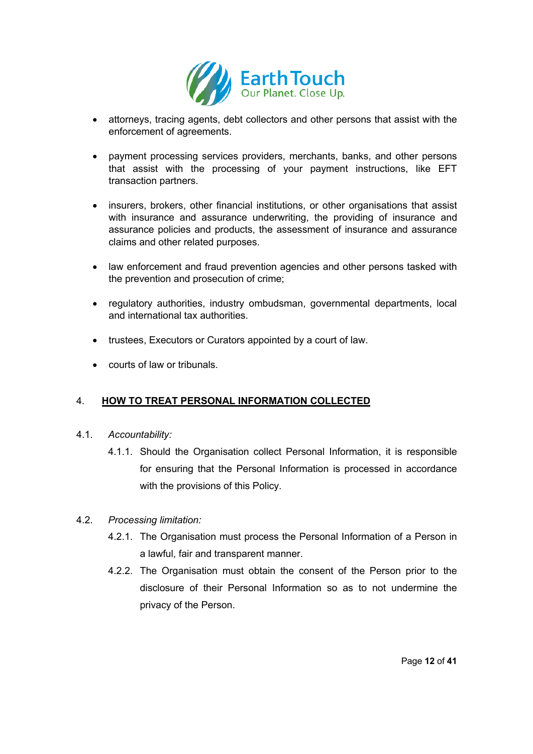- attorneys, tracing agents, debt collectors and other persons that assist with the enforcement of agreements.

- payment processing services providers, merchants, banks, and other persons that assist with the processing of your payment instructions, like EFT transaction partners.

- insurers, brokers, other financial institutions, or other organisations that assist with insurance and assurance underwriting, the providing of insurance and assurance policies and products, the assessment of insurance and assurance claims and other related purposes.

- law enforcement and fraud prevention agencies and other persons tasked with the prevention and prosecution of crime;

- regulatory authorities, industry ombudsman, governmental departments, local and international tax authorities.

- trustees, Executors or Curators appointed by a court of law.

- courts of law or tribunals.

## 4. <u>**HOW TO TREAT PERSONAL INFORMATION COLLECTED**</u>

4.1. *Accountability:*

4.1.1. Should the Organisation collect Personal Information, it is responsible for ensuring that the Personal Information is processed in accordance with the provisions of this Policy.

4.2. *Processing limitation:*

4.2.1. The Organisation must process the Personal Information of a Person in a lawful, fair and transparent manner.

4.2.2. The Organisation must obtain the consent of the Person prior to the disclosure of their Personal Information so as to not undermine the privacy of the Person.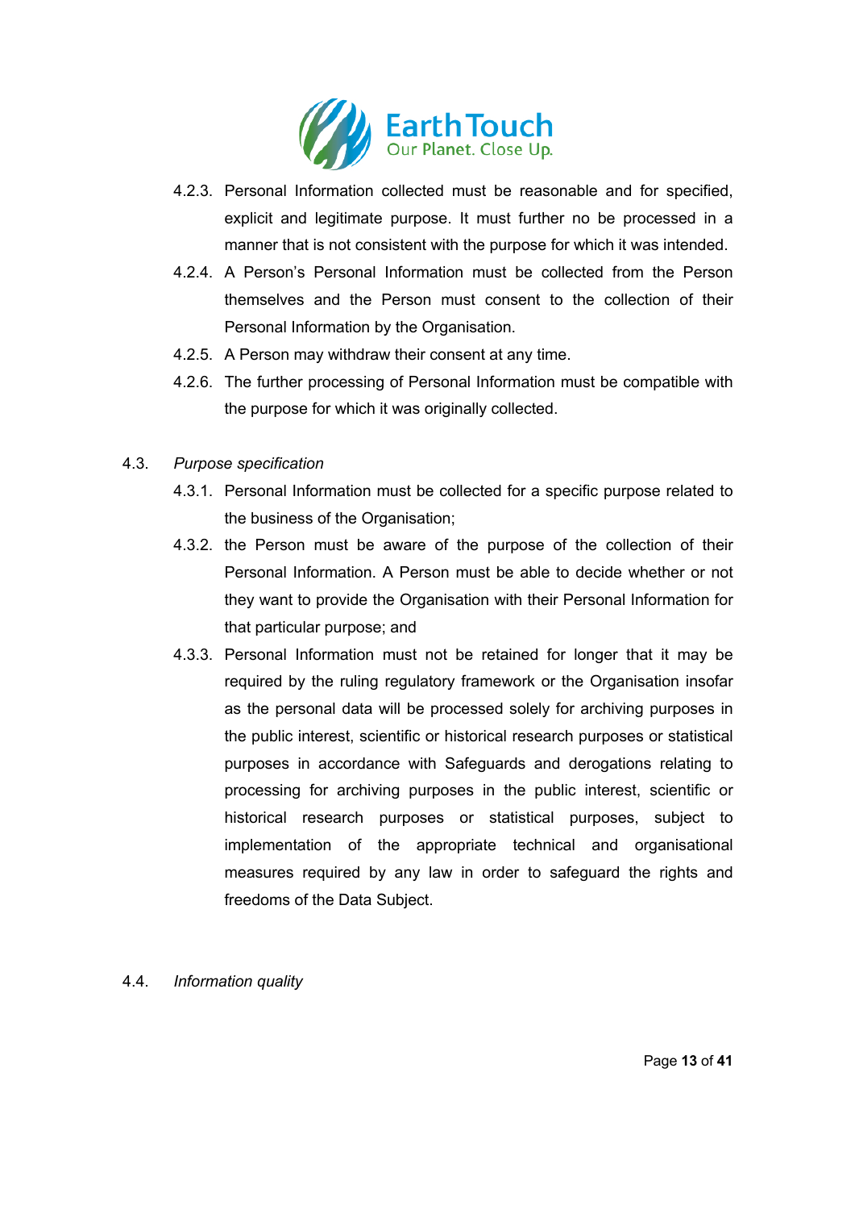4.2.3. Personal Information collected must be reasonable and for specified, explicit and legitimate purpose. It must further no be processed in a manner that is not consistent with the purpose for which it was intended.

4.2.4. A Person's Personal Information must be collected from the Person themselves and the Person must consent to the collection of their Personal Information by the Organisation.

4.2.5. A Person may withdraw their consent at any time.

4.2.6. The further processing of Personal Information must be compatible with the purpose for which it was originally collected.

4.3. *Purpose specification*

4.3.1. Personal Information must be collected for a specific purpose related to the business of the Organisation;

4.3.2. the Person must be aware of the purpose of the collection of their Personal Information. A Person must be able to decide whether or not they want to provide the Organisation with their Personal Information for that particular purpose; and

4.3.3. Personal Information must not be retained for longer that it may be required by the ruling regulatory framework or the Organisation insofar as the personal data will be processed solely for archiving purposes in the public interest, scientific or historical research purposes or statistical purposes in accordance with Safeguards and derogations relating to processing for archiving purposes in the public interest, scientific or historical research purposes or statistical purposes, subject to implementation of the appropriate technical and organisational measures required by any law in order to safeguard the rights and freedoms of the Data Subject.

4.4. *Information quality*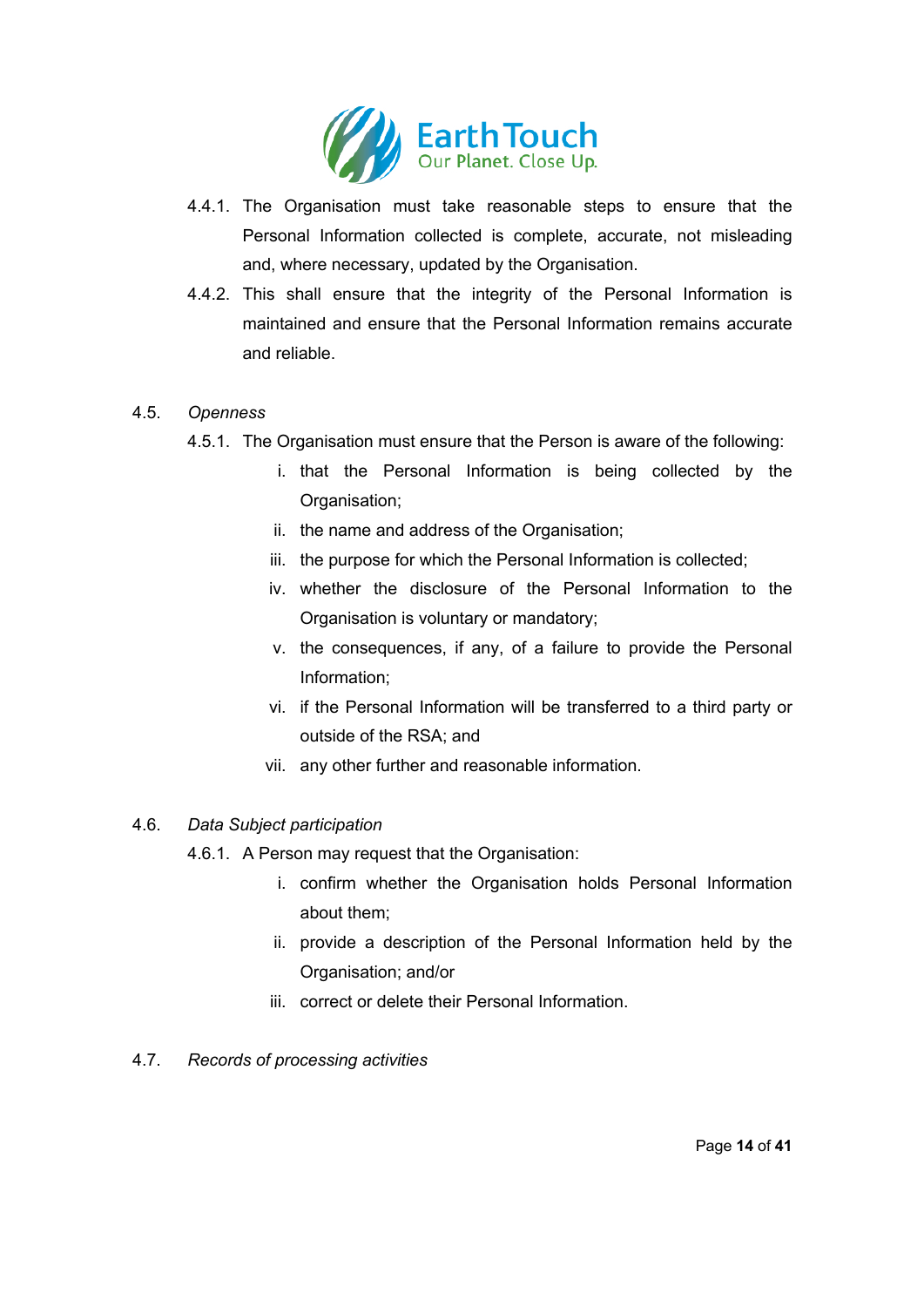4.4.1. The Organisation must take reasonable steps to ensure that the Personal Information collected is complete, accurate, not misleading and, where necessary, updated by the Organisation.

4.4.2. This shall ensure that the integrity of the Personal Information is maintained and ensure that the Personal Information remains accurate and reliable.

4.5. *Openness*

4.5.1. The Organisation must ensure that the Person is aware of the following:

i. that the Personal Information is being collected by the Organisation;

ii. the name and address of the Organisation;

iii. the purpose for which the Personal Information is collected;

iv. whether the disclosure of the Personal Information to the Organisation is voluntary or mandatory;

v. the consequences, if any, of a failure to provide the Personal Information;

vi. if the Personal Information will be transferred to a third party or outside of the RSA; and

vii. any other further and reasonable information.

4.6. *Data Subject participation*

4.6.1. A Person may request that the Organisation:

i. confirm whether the Organisation holds Personal Information about them;

ii. provide a description of the Personal Information held by the Organisation; and/or

iii. correct or delete their Personal Information.

4.7. *Records of processing activities*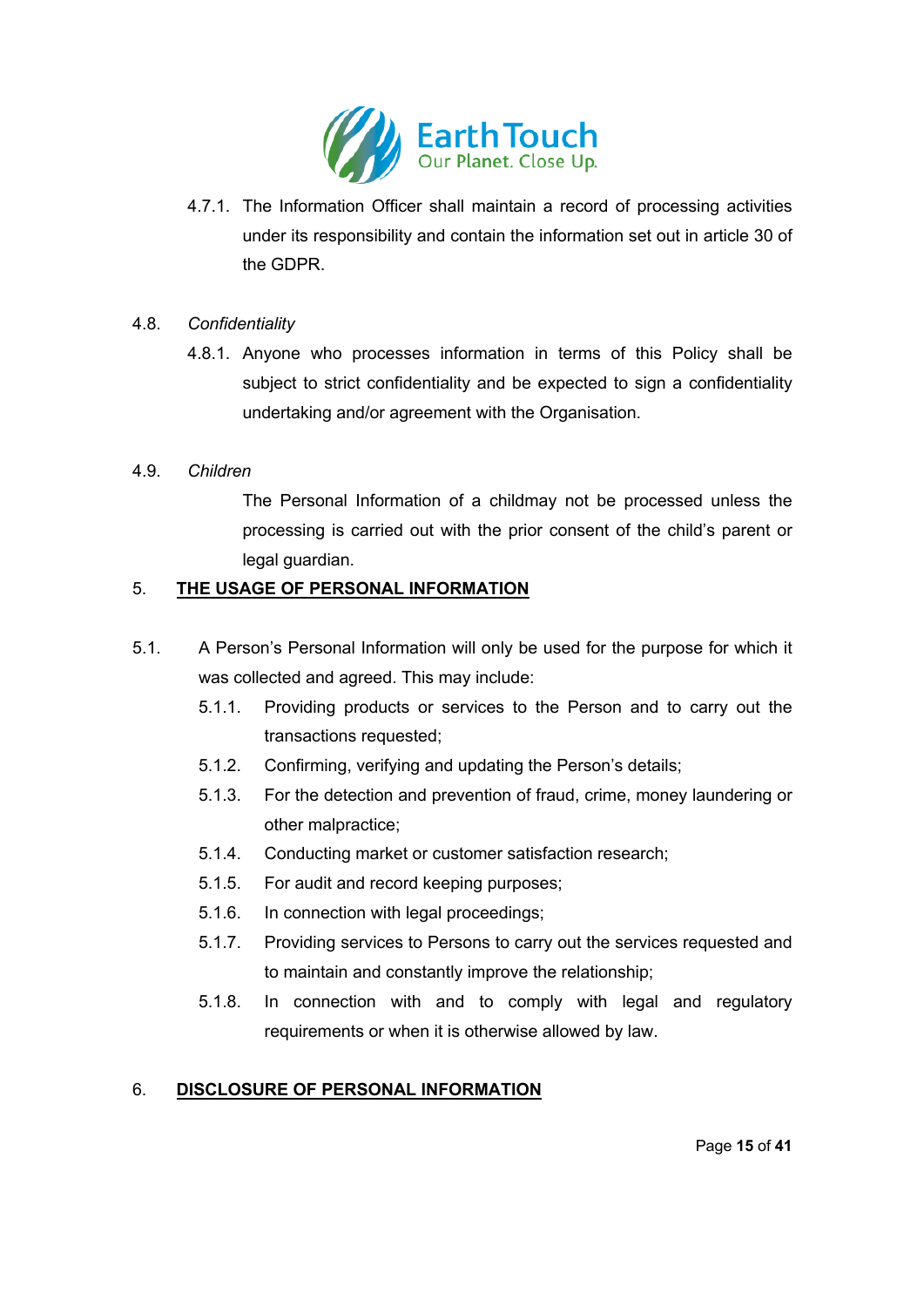4.7.1. The Information Officer shall maintain a record of processing activities under its responsibility and contain the information set out in article 30 of the GDPR.

4.8. *Confidentiality*

4.8.1. Anyone who processes information in terms of this Policy shall be subject to strict confidentiality and be expected to sign a confidentiality undertaking and/or agreement with the Organisation.

4.9. *Children*

The Personal Information of a childmay not be processed unless the processing is carried out with the prior consent of the child's parent or legal guardian.

## 5. THE USAGE OF PERSONAL INFORMATION

5.1. A Person's Personal Information will only be used for the purpose for which it was collected and agreed. This may include:

5.1.1. Providing products or services to the Person and to carry out the transactions requested;

5.1.2. Confirming, verifying and updating the Person's details;

5.1.3. For the detection and prevention of fraud, crime, money laundering or other malpractice;

5.1.4. Conducting market or customer satisfaction research;

5.1.5. For audit and record keeping purposes;

5.1.6. In connection with legal proceedings;

5.1.7. Providing services to Persons to carry out the services requested and to maintain and constantly improve the relationship;

5.1.8. In connection with and to comply with legal and regulatory requirements or when it is otherwise allowed by law.

## 6. DISCLOSURE OF PERSONAL INFORMATION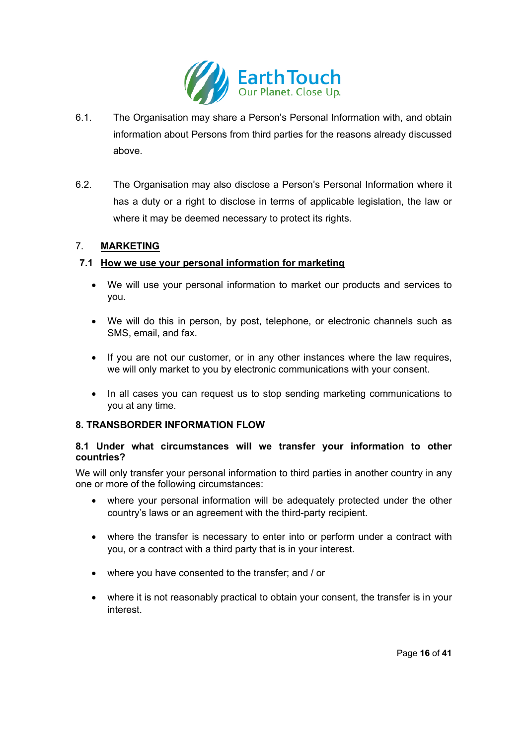6.1. The Organisation may share a Person's Personal Information with, and obtain information about Persons from third parties for the reasons already discussed above.

6.2. The Organisation may also disclose a Person's Personal Information where it has a duty or a right to disclose in terms of applicable legislation, the law or where it may be deemed necessary to protect its rights.

## 7. MARKETING

### 7.1 How we use your personal information for marketing

- We will use your personal information to market our products and services to you.
- We will do this in person, by post, telephone, or electronic channels such as SMS, email, and fax.
- If you are not our customer, or in any other instances where the law requires, we will only market to you by electronic communications with your consent.
- In all cases you can request us to stop sending marketing communications to you at any time.

## 8. TRANSBORDER INFORMATION FLOW

### 8.1 Under what circumstances will we transfer your information to other countries?

We will only transfer your personal information to third parties in another country in any one or more of the following circumstances:

- where your personal information will be adequately protected under the other country's laws or an agreement with the third-party recipient.
- where the transfer is necessary to enter into or perform under a contract with you, or a contract with a third party that is in your interest.
- where you have consented to the transfer; and / or
- where it is not reasonably practical to obtain your consent, the transfer is in your interest.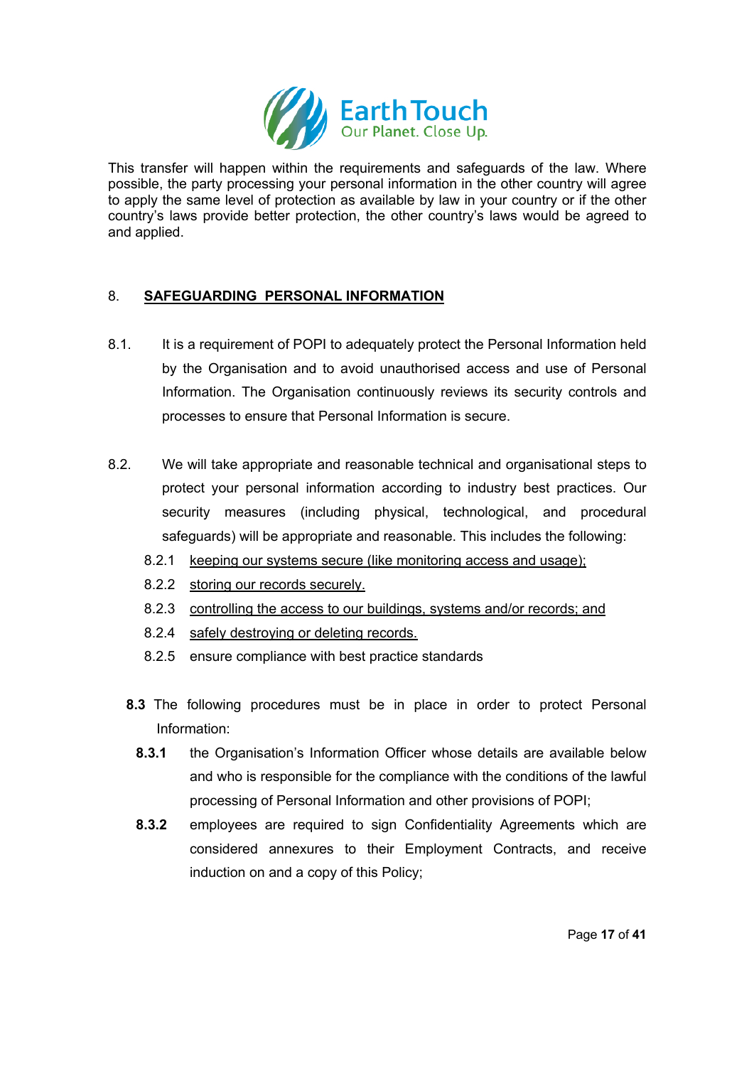This transfer will happen within the requirements and safeguards of the law. Where possible, the party processing your personal information in the other country will agree to apply the same level of protection as available by law in your country or if the other country's laws provide better protection, the other country's laws would be agreed to and applied.

## 8. SAFEGUARDING PERSONAL INFORMATION

8.1. It is a requirement of POPI to adequately protect the Personal Information held by the Organisation and to avoid unauthorised access and use of Personal Information. The Organisation continuously reviews its security controls and processes to ensure that Personal Information is secure.

8.2. We will take appropriate and reasonable technical and organisational steps to protect your personal information according to industry best practices. Our security measures (including physical, technological, and procedural safeguards) will be appropriate and reasonable. This includes the following:

- 8.2.1 keeping our systems secure (like monitoring access and usage);
- 8.2.2 storing our records securely.
- 8.2.3 controlling the access to our buildings, systems and/or records; and
- 8.2.4 safely destroying or deleting records.
- 8.2.5 ensure compliance with best practice standards

**8.3** The following procedures must be in place in order to protect Personal Information:

**8.3.1** the Organisation's Information Officer whose details are available below and who is responsible for the compliance with the conditions of the lawful processing of Personal Information and other provisions of POPI;

**8.3.2** employees are required to sign Confidentiality Agreements which are considered annexures to their Employment Contracts, and receive induction on and a copy of this Policy;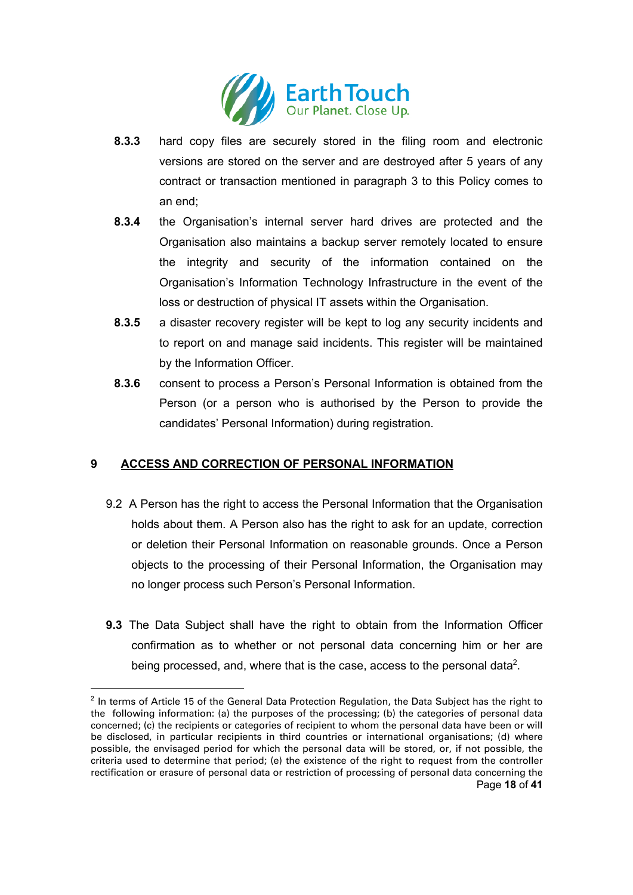**8.3.3** hard copy files are securely stored in the filing room and electronic versions are stored on the server and are destroyed after 5 years of any contract or transaction mentioned in paragraph 3 to this Policy comes to an end;

**8.3.4** the Organisation's internal server hard drives are protected and the Organisation also maintains a backup server remotely located to ensure the integrity and security of the information contained on the Organisation's Information Technology Infrastructure in the event of the loss or destruction of physical IT assets within the Organisation.

**8.3.5** a disaster recovery register will be kept to log any security incidents and to report on and manage said incidents. This register will be maintained by the Information Officer.

**8.3.6** consent to process a Person's Personal Information is obtained from the Person (or a person who is authorised by the Person to provide the candidates' Personal Information) during registration.

## 9 ACCESS AND CORRECTION OF PERSONAL INFORMATION

9.2 A Person has the right to access the Personal Information that the Organisation holds about them. A Person also has the right to ask for an update, correction or deletion their Personal Information on reasonable grounds. Once a Person objects to the processing of their Personal Information, the Organisation may no longer process such Person's Personal Information.

**9.3** The Data Subject shall have the right to obtain from the Information Officer confirmation as to whether or not personal data concerning him or her are being processed, and, where that is the case, access to the personal data[2].

---

[2] In terms of Article 15 of the General Data Protection Regulation, the Data Subject has the right to the following information: (a) the purposes of the processing; (b) the categories of personal data concerned; (c) the recipients or categories of recipient to whom the personal data have been or will be disclosed, in particular recipients in third countries or international organisations; (d) where possible, the envisaged period for which the personal data will be stored, or, if not possible, the criteria used to determine that period; (e) the existence of the right to request from the controller rectification or erasure of personal data or restriction of processing of personal data concerning the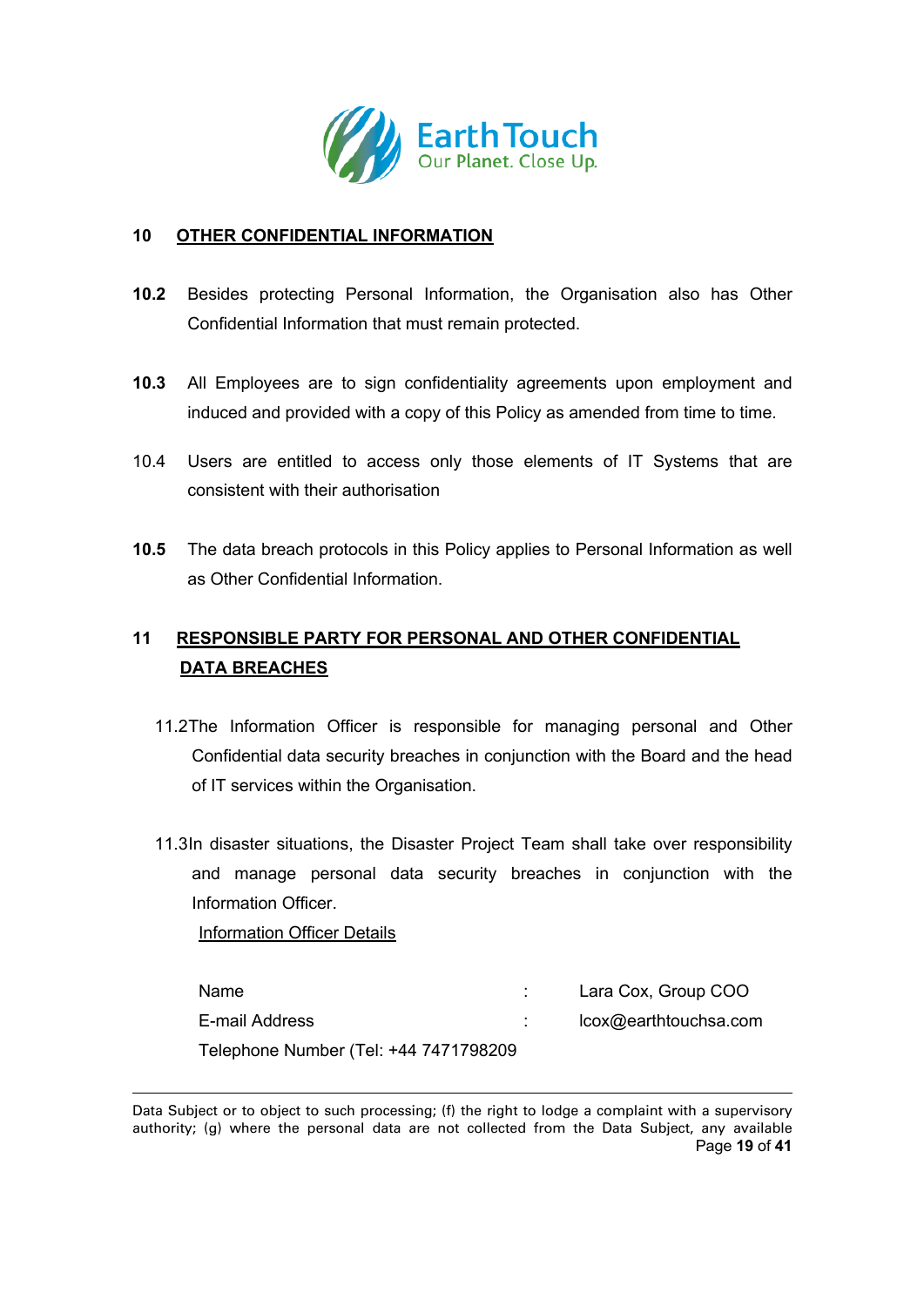## 10 OTHER CONFIDENTIAL INFORMATION

**10.2** Besides protecting Personal Information, the Organisation also has Other Confidential Information that must remain protected.

**10.3** All Employees are to sign confidentiality agreements upon employment and induced and provided with a copy of this Policy as amended from time to time.

10.4 Users are entitled to access only those elements of IT Systems that are consistent with their authorisation

**10.5** The data breach protocols in this Policy applies to Personal Information as well as Other Confidential Information.

## 11 RESPONSIBLE PARTY FOR PERSONAL AND OTHER CONFIDENTIAL DATA BREACHES

11.2 The Information Officer is responsible for managing personal and Other Confidential data security breaches in conjunction with the Board and the head of IT services within the Organisation.

11.3 In disaster situations, the Disaster Project Team shall take over responsibility and manage personal data security breaches in conjunction with the Information Officer.

Information Officer Details

| Name | : | Lara Cox, Group COO |
|---|---|---|
| E-mail Address | : | lcox@earthtouchsa.com |
| Telephone Number (Tel: +44 7471798209 | | |

Data Subject or to object to such processing; (f) the right to lodge a complaint with a supervisory authority; (g) where the personal data are not collected from the Data Subject, any available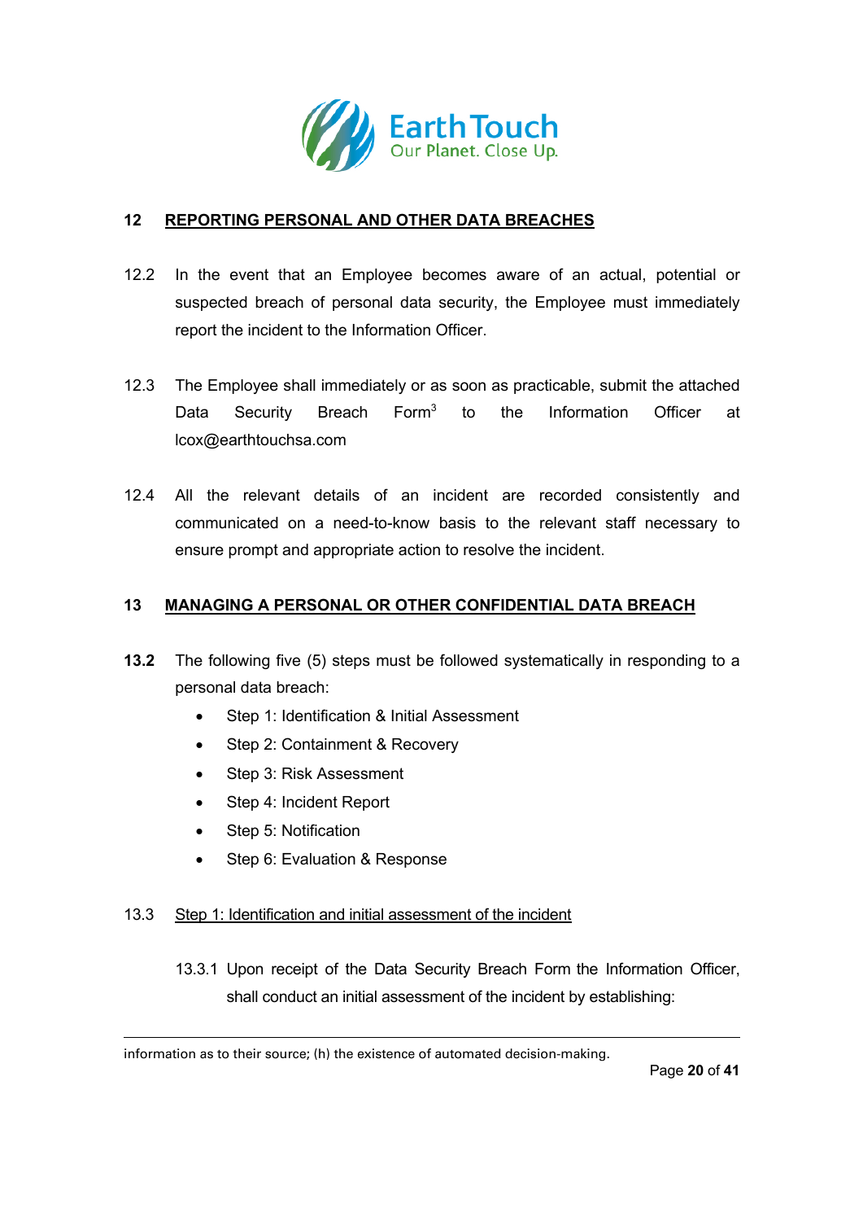## 12 REPORTING PERSONAL AND OTHER DATA BREACHES

12.2 In the event that an Employee becomes aware of an actual, potential or suspected breach of personal data security, the Employee must immediately report the incident to the Information Officer.

12.3 The Employee shall immediately or as soon as practicable, submit the attached Data Security Breach Form[3] to the Information Officer at lcox@earthtouchsa.com

12.4 All the relevant details of an incident are recorded consistently and communicated on a need-to-know basis to the relevant staff necessary to ensure prompt and appropriate action to resolve the incident.

## 13 MANAGING A PERSONAL OR OTHER CONFIDENTIAL DATA BREACH

**13.2** The following five (5) steps must be followed systematically in responding to a personal data breach:

- Step 1: Identification & Initial Assessment
- Step 2: Containment & Recovery
- Step 3: Risk Assessment
- Step 4: Incident Report
- Step 5: Notification
- Step 6: Evaluation & Response

13.3 Step 1: Identification and initial assessment of the incident

13.3.1 Upon receipt of the Data Security Breach Form the Information Officer, shall conduct an initial assessment of the incident by establishing:

---

information as to their source; (h) the existence of automated decision-making.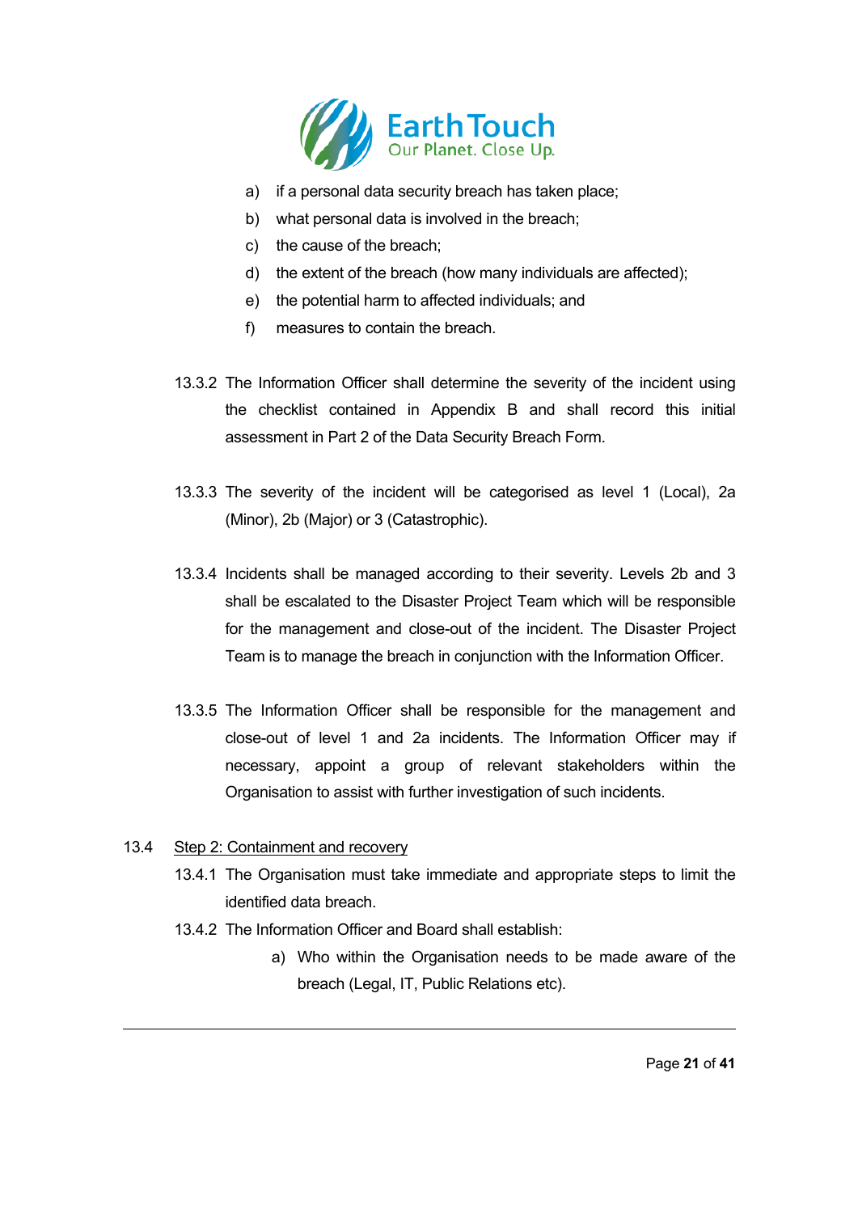a) if a personal data security breach has taken place;
b) what personal data is involved in the breach;
c) the cause of the breach;
d) the extent of the breach (how many individuals are affected);
e) the potential harm to affected individuals; and
f) measures to contain the breach.

13.3.2 The Information Officer shall determine the severity of the incident using the checklist contained in Appendix B and shall record this initial assessment in Part 2 of the Data Security Breach Form.

13.3.3 The severity of the incident will be categorised as level 1 (Local), 2a (Minor), 2b (Major) or 3 (Catastrophic).

13.3.4 Incidents shall be managed according to their severity. Levels 2b and 3 shall be escalated to the Disaster Project Team which will be responsible for the management and close-out of the incident. The Disaster Project Team is to manage the breach in conjunction with the Information Officer.

13.3.5 The Information Officer shall be responsible for the management and close-out of level 1 and 2a incidents. The Information Officer may if necessary, appoint a group of relevant stakeholders within the Organisation to assist with further investigation of such incidents.

13.4 Step 2: Containment and recovery

13.4.1 The Organisation must take immediate and appropriate steps to limit the identified data breach.

13.4.2 The Information Officer and Board shall establish:

a) Who within the Organisation needs to be made aware of the breach (Legal, IT, Public Relations etc).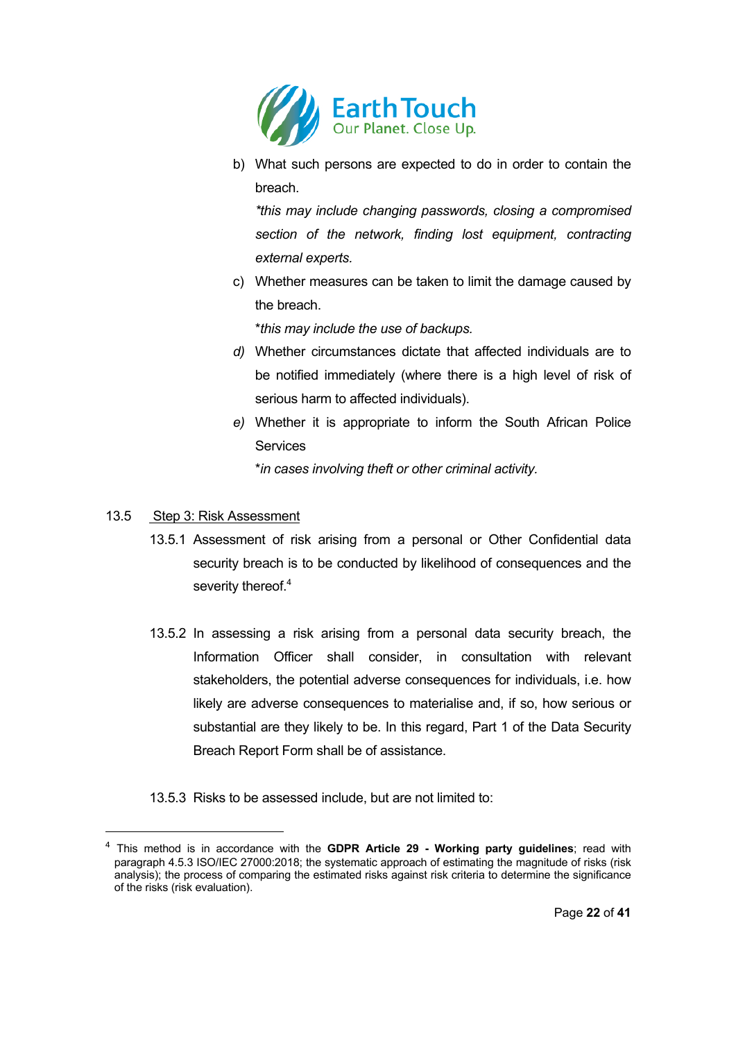b) What such persons are expected to do in order to contain the breach.

   *\*this may include changing passwords, closing a compromised section of the network, finding lost equipment, contracting external experts.*

c) Whether measures can be taken to limit the damage caused by the breach.

   \**this may include the use of backups.*

*d)* Whether circumstances dictate that affected individuals are to be notified immediately (where there is a high level of risk of serious harm to affected individuals).

*e)* Whether it is appropriate to inform the South African Police Services

   \**in cases involving theft or other criminal activity.*

13.5 Step 3: Risk Assessment

13.5.1 Assessment of risk arising from a personal or Other Confidential data security breach is to be conducted by likelihood of consequences and the severity thereof.[4]

13.5.2 In assessing a risk arising from a personal data security breach, the Information Officer shall consider, in consultation with relevant stakeholders, the potential adverse consequences for individuals, i.e. how likely are adverse consequences to materialise and, if so, how serious or substantial are they likely to be. In this regard, Part 1 of the Data Security Breach Report Form shall be of assistance.

13.5.3 Risks to be assessed include, but are not limited to:

---

[4] This method is in accordance with the **GDPR Article 29 - Working party guidelines**; read with paragraph 4.5.3 ISO/IEC 27000:2018; the systematic approach of estimating the magnitude of risks (risk analysis); the process of comparing the estimated risks against risk criteria to determine the significance of the risks (risk evaluation).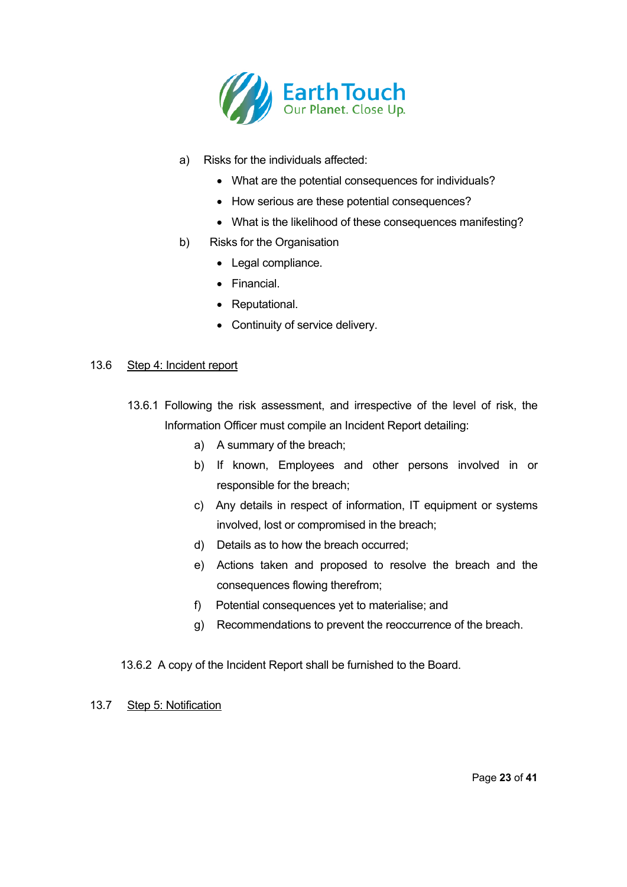a) Risks for the individuals affected:

- What are the potential consequences for individuals?
- How serious are these potential consequences?
- What is the likelihood of these consequences manifesting?

b) Risks for the Organisation

- Legal compliance.
- Financial.
- Reputational.
- Continuity of service delivery.

13.6 <u>Step 4: Incident report</u>

13.6.1 Following the risk assessment, and irrespective of the level of risk, the Information Officer must compile an Incident Report detailing:

a) A summary of the breach;

b) If known, Employees and other persons involved in or responsible for the breach;

c) Any details in respect of information, IT equipment or systems involved, lost or compromised in the breach;

d) Details as to how the breach occurred;

e) Actions taken and proposed to resolve the breach and the consequences flowing therefrom;

f) Potential consequences yet to materialise; and

g) Recommendations to prevent the reoccurrence of the breach.

13.6.2 A copy of the Incident Report shall be furnished to the Board.

13.7 <u>Step 5: Notification</u>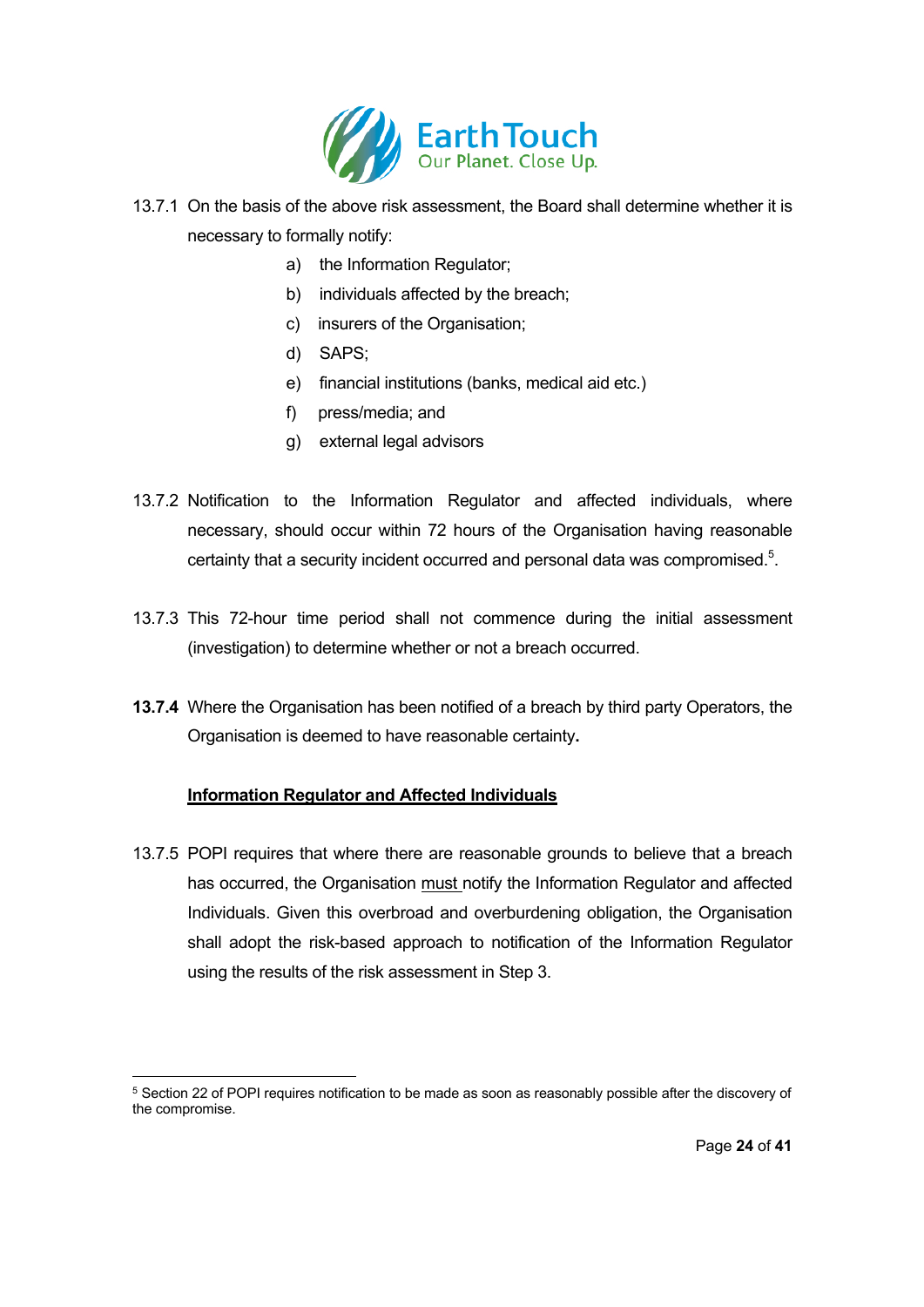13.7.1 On the basis of the above risk assessment, the Board shall determine whether it is necessary to formally notify:

a) the Information Regulator;
b) individuals affected by the breach;
c) insurers of the Organisation;
d) SAPS;
e) financial institutions (banks, medical aid etc.)
f) press/media; and
g) external legal advisors

13.7.2 Notification to the Information Regulator and affected individuals, where necessary, should occur within 72 hours of the Organisation having reasonable certainty that a security incident occurred and personal data was compromised.[5].

13.7.3 This 72-hour time period shall not commence during the initial assessment (investigation) to determine whether or not a breach occurred.

**13.7.4** Where the Organisation has been notified of a breach by third party Operators, the Organisation is deemed to have reasonable certainty**.**

**Information Regulator and Affected Individuals**

13.7.5 POPI requires that where there are reasonable grounds to believe that a breach has occurred, the Organisation must notify the Information Regulator and affected Individuals. Given this overbroad and overburdening obligation, the Organisation shall adopt the risk-based approach to notification of the Information Regulator using the results of the risk assessment in Step 3.

---

[5] Section 22 of POPI requires notification to be made as soon as reasonably possible after the discovery of the compromise.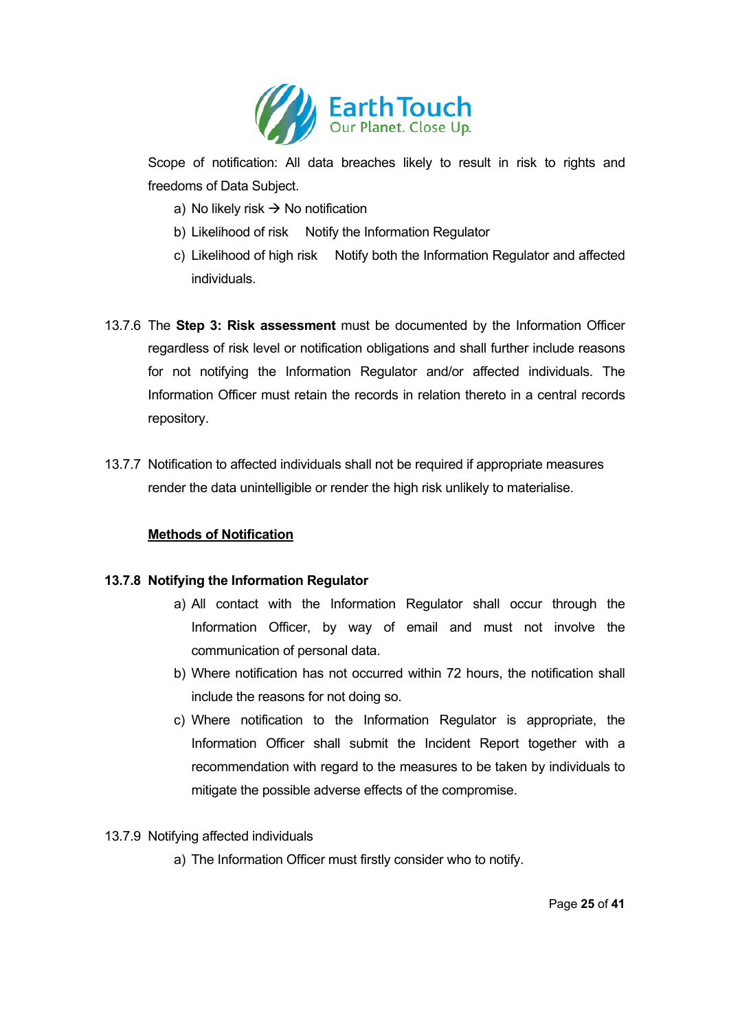Scope of notification: All data breaches likely to result in risk to rights and freedoms of Data Subject.

a) No likely risk → No notification
b) Likelihood of risk   Notify the Information Regulator
c) Likelihood of high risk   Notify both the Information Regulator and affected individuals.

13.7.6 The **Step 3: Risk assessment** must be documented by the Information Officer regardless of risk level or notification obligations and shall further include reasons for not notifying the Information Regulator and/or affected individuals. The Information Officer must retain the records in relation thereto in a central records repository.

13.7.7 Notification to affected individuals shall not be required if appropriate measures render the data unintelligible or render the high risk unlikely to materialise.

**<u>Methods of Notification</u>**

**13.7.8 Notifying the Information Regulator**

a) All contact with the Information Regulator shall occur through the Information Officer, by way of email and must not involve the communication of personal data.
b) Where notification has not occurred within 72 hours, the notification shall include the reasons for not doing so.
c) Where notification to the Information Regulator is appropriate, the Information Officer shall submit the Incident Report together with a recommendation with regard to the measures to be taken by individuals to mitigate the possible adverse effects of the compromise.

13.7.9 Notifying affected individuals

a) The Information Officer must firstly consider who to notify.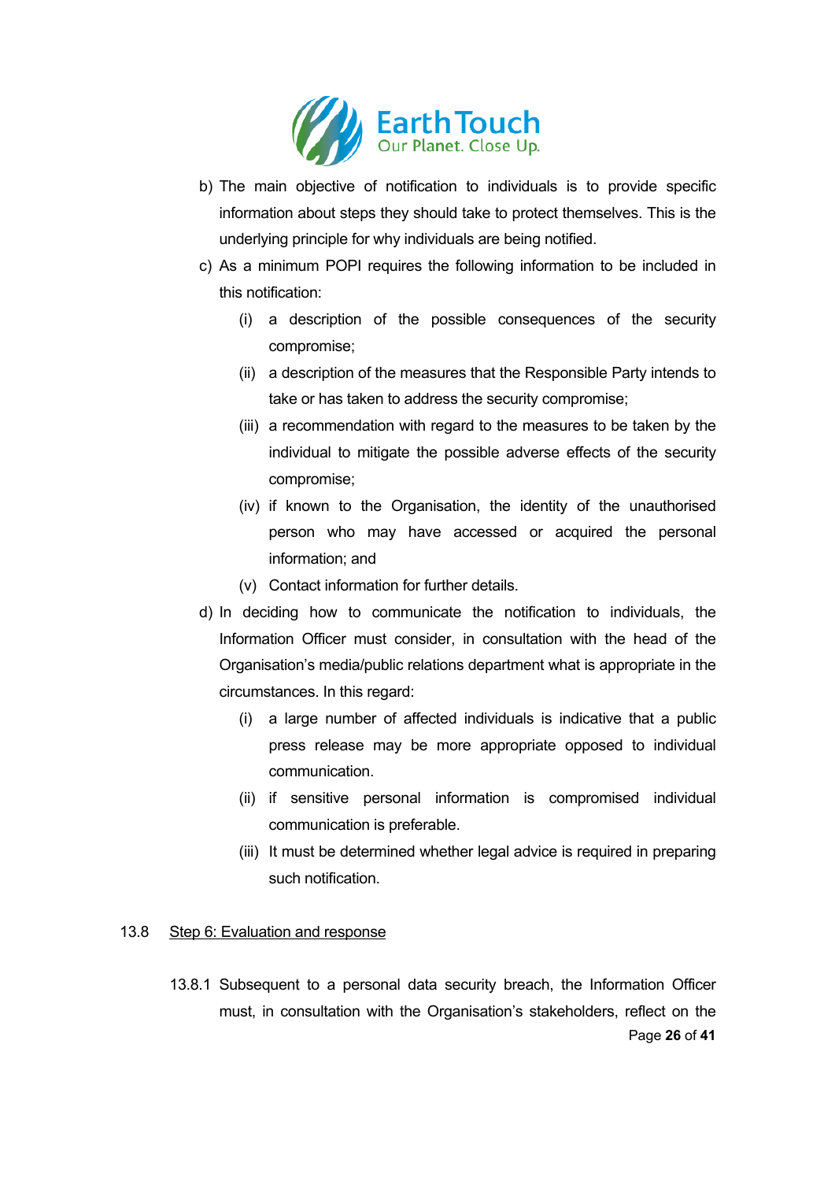b) The main objective of notification to individuals is to provide specific information about steps they should take to protect themselves. This is the underlying principle for why individuals are being notified.

c) As a minimum POPI requires the following information to be included in this notification:

   (i) a description of the possible consequences of the security compromise;

   (ii) a description of the measures that the Responsible Party intends to take or has taken to address the security compromise;

   (iii) a recommendation with regard to the measures to be taken by the individual to mitigate the possible adverse effects of the security compromise;

   (iv) if known to the Organisation, the identity of the unauthorised person who may have accessed or acquired the personal information; and

   (v) Contact information for further details.

d) In deciding how to communicate the notification to individuals, the Information Officer must consider, in consultation with the head of the Organisation's media/public relations department what is appropriate in the circumstances. In this regard:

   (i) a large number of affected individuals is indicative that a public press release may be more appropriate opposed to individual communication.

   (ii) if sensitive personal information is compromised individual communication is preferable.

   (iii) It must be determined whether legal advice is required in preparing such notification.

13.8 Step 6: Evaluation and response

13.8.1 Subsequent to a personal data security breach, the Information Officer must, in consultation with the Organisation's stakeholders, reflect on the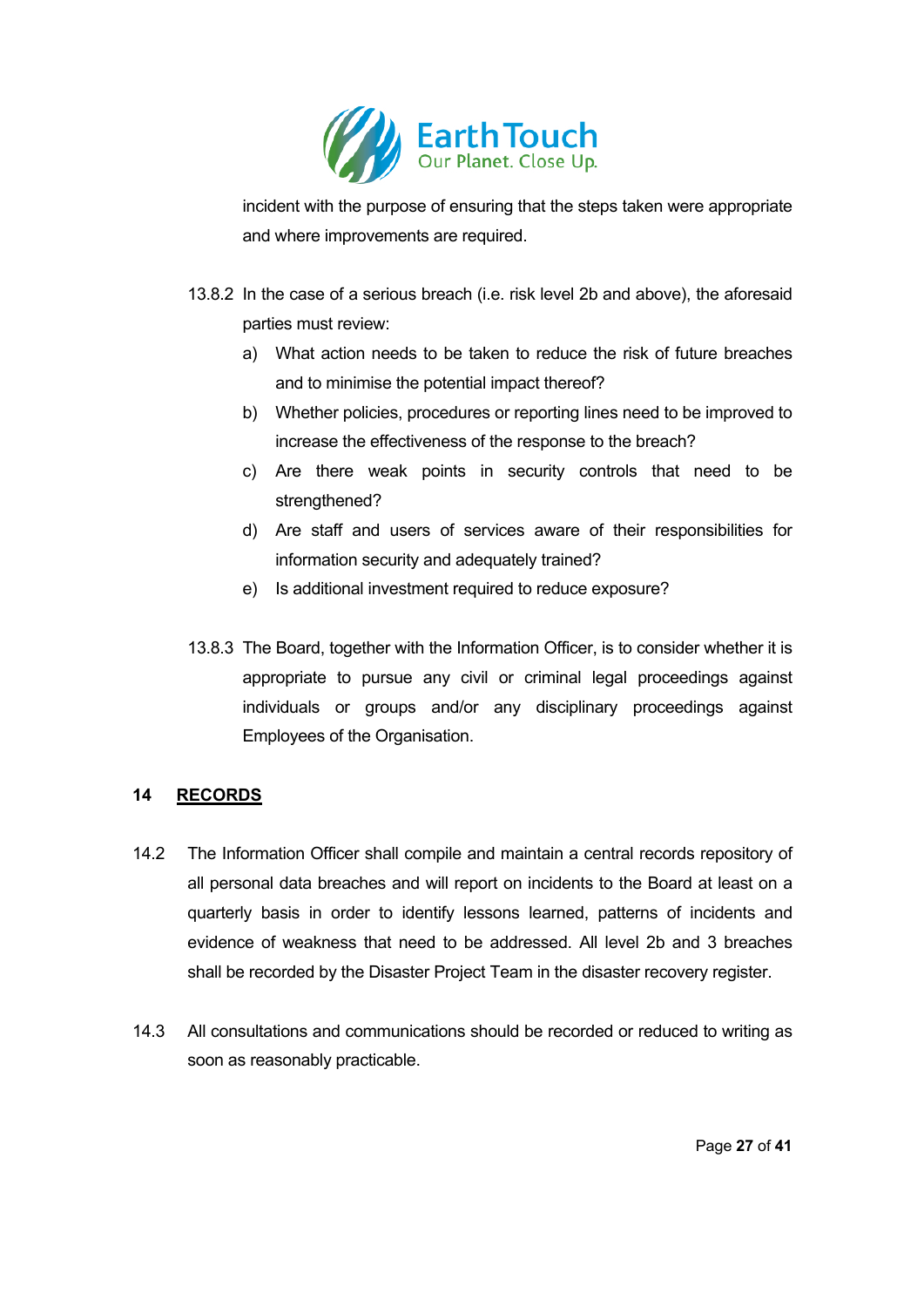incident with the purpose of ensuring that the steps taken were appropriate and where improvements are required.

13.8.2 In the case of a serious breach (i.e. risk level 2b and above), the aforesaid parties must review:

a) What action needs to be taken to reduce the risk of future breaches and to minimise the potential impact thereof?

b) Whether policies, procedures or reporting lines need to be improved to increase the effectiveness of the response to the breach?

c) Are there weak points in security controls that need to be strengthened?

d) Are staff and users of services aware of their responsibilities for information security and adequately trained?

e) Is additional investment required to reduce exposure?

13.8.3 The Board, together with the Information Officer, is to consider whether it is appropriate to pursue any civil or criminal legal proceedings against individuals or groups and/or any disciplinary proceedings against Employees of the Organisation.

## 14 RECORDS

14.2 The Information Officer shall compile and maintain a central records repository of all personal data breaches and will report on incidents to the Board at least on a quarterly basis in order to identify lessons learned, patterns of incidents and evidence of weakness that need to be addressed. All level 2b and 3 breaches shall be recorded by the Disaster Project Team in the disaster recovery register.

14.3 All consultations and communications should be recorded or reduced to writing as soon as reasonably practicable.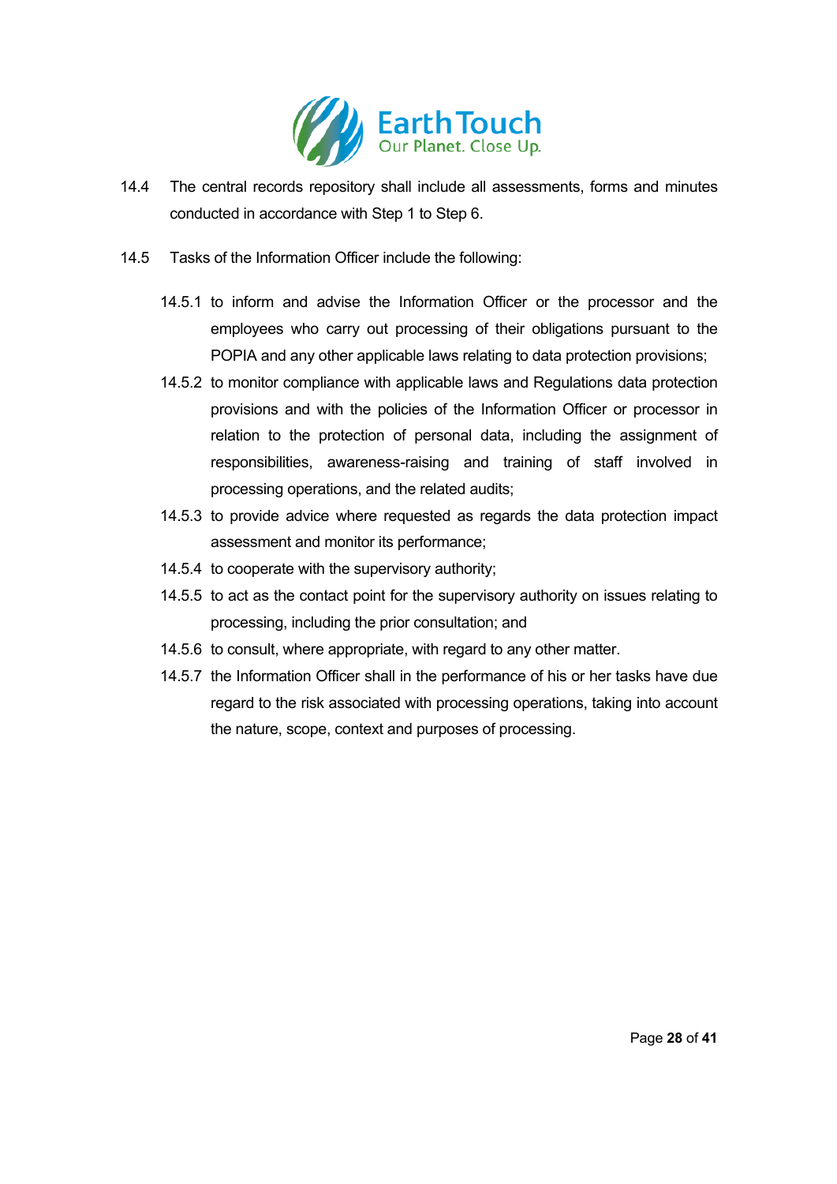14.4 The central records repository shall include all assessments, forms and minutes conducted in accordance with Step 1 to Step 6.

14.5 Tasks of the Information Officer include the following:

14.5.1 to inform and advise the Information Officer or the processor and the employees who carry out processing of their obligations pursuant to the POPIA and any other applicable laws relating to data protection provisions;

14.5.2 to monitor compliance with applicable laws and Regulations data protection provisions and with the policies of the Information Officer or processor in relation to the protection of personal data, including the assignment of responsibilities, awareness-raising and training of staff involved in processing operations, and the related audits;

14.5.3 to provide advice where requested as regards the data protection impact assessment and monitor its performance;

14.5.4 to cooperate with the supervisory authority;

14.5.5 to act as the contact point for the supervisory authority on issues relating to processing, including the prior consultation; and

14.5.6 to consult, where appropriate, with regard to any other matter.

14.5.7 the Information Officer shall in the performance of his or her tasks have due regard to the risk associated with processing operations, taking into account the nature, scope, context and purposes of processing.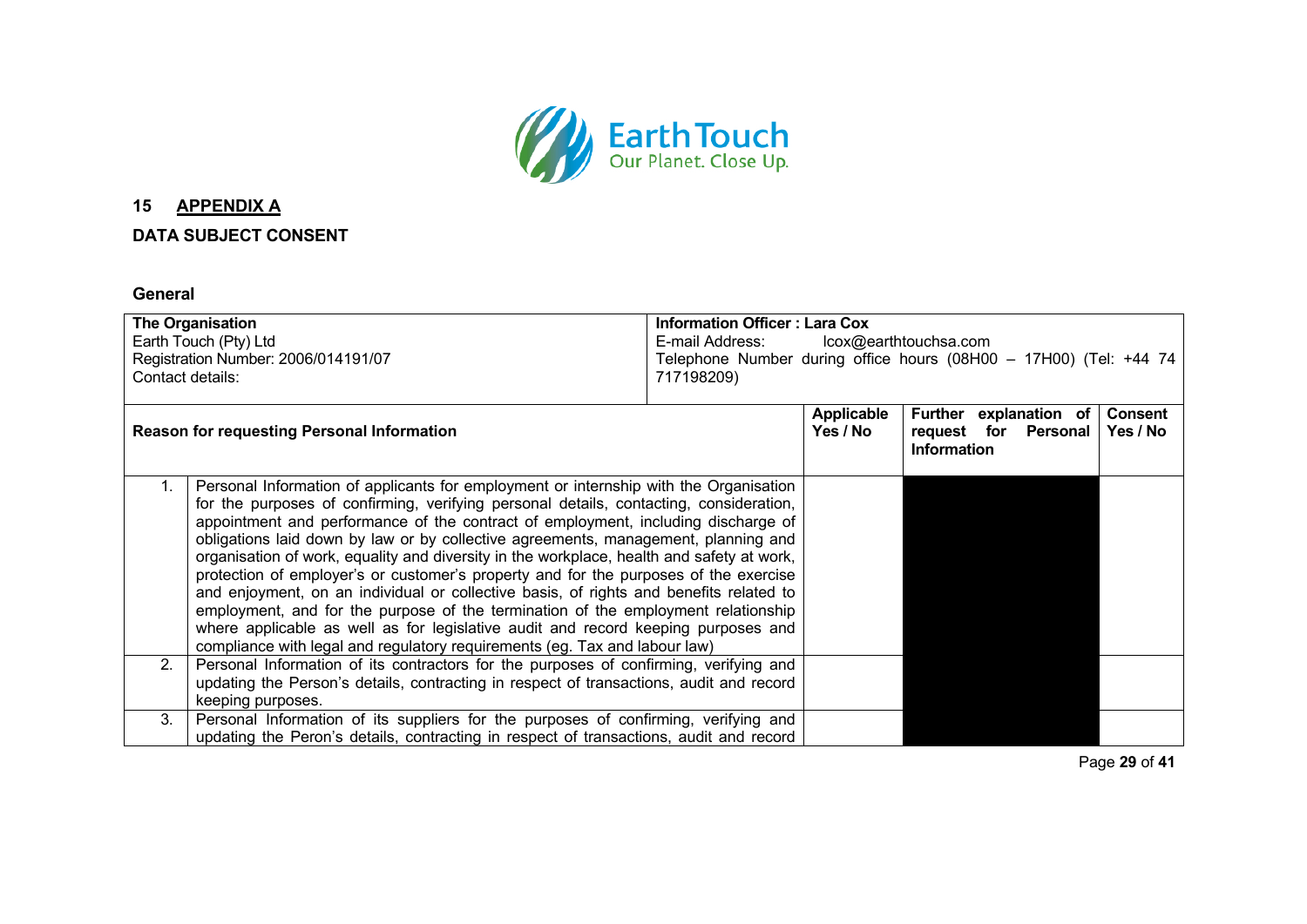## 15 APPENDIX A

### DATA SUBJECT CONSENT

### General

| **The Organisation**<br>Earth Touch (Pty) Ltd<br>Registration Number: 2006/014191/07<br>Contact details: | | **Information Officer : Lara Cox**<br>E-mail Address: lcox@earthtouchsa.com<br>Telephone Number during office hours (08H00 – 17H00) (Tel: +44 74 717198209) | | |
|---|---|---|---|---|
| **Reason for requesting Personal Information** | | **Applicable Yes / No** | **Further explanation of request for Personal Information** | **Consent Yes / No** |
| 1. | Personal Information of applicants for employment or internship with the Organisation for the purposes of confirming, verifying personal details, contacting, consideration, appointment and performance of the contract of employment, including discharge of obligations laid down by law or by collective agreements, management, planning and organisation of work, equality and diversity in the workplace, health and safety at work, protection of employer's or customer's property and for the purposes of the exercise and enjoyment, on an individual or collective basis, of rights and benefits related to employment, and for the purpose of the termination of the employment relationship where applicable as well as for legislative audit and record keeping purposes and compliance with legal and regulatory requirements (eg. Tax and labour law) | | | |
| 2. | Personal Information of its contractors for the purposes of confirming, verifying and updating the Person's details, contracting in respect of transactions, audit and record keeping purposes. | | | |
| 3. | Personal Information of its suppliers for the purposes of confirming, verifying and updating the Peron's details, contracting in respect of transactions, audit and record | | | |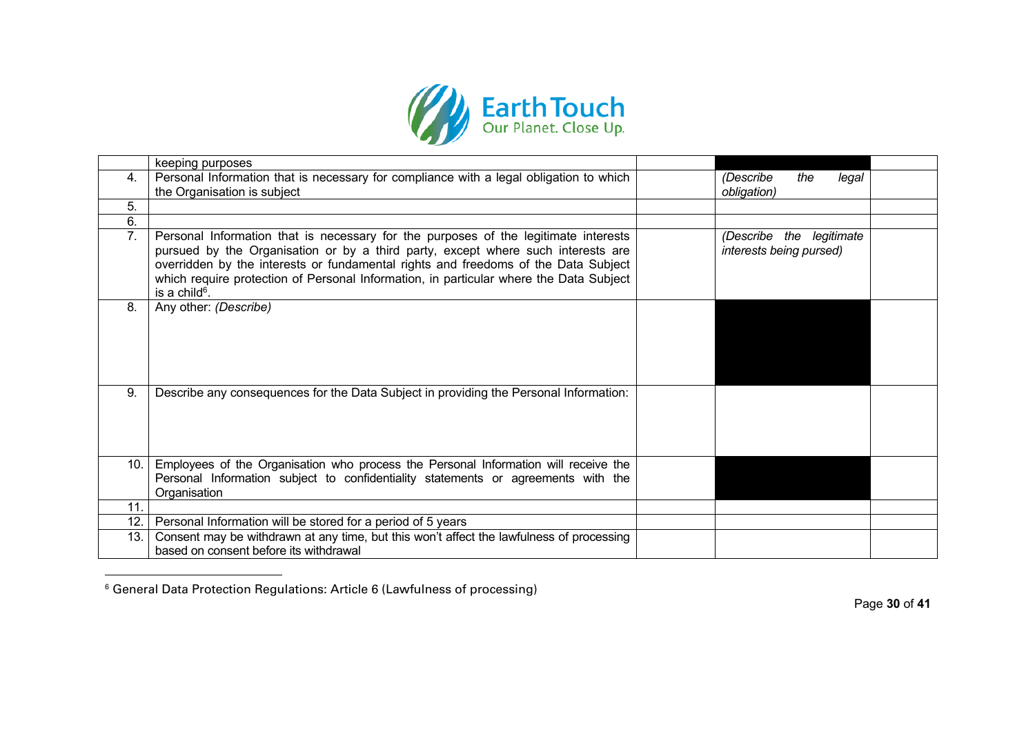| | | | | |
|---|---|---|---|---|
| | keeping purposes | | | |
| 4. | Personal Information that is necessary for compliance with a legal obligation to which the Organisation is subject | | *(Describe the legal obligation)* | |
| 5. | | | | |
| 6. | | | | |
| 7. | Personal Information that is necessary for the purposes of the legitimate interests pursued by the Organisation or by a third party, except where such interests are overridden by the interests or fundamental rights and freedoms of the Data Subject which require protection of Personal Information, in particular where the Data Subject is a child[6]. | | *(Describe the legitimate interests being pursed)* | |
| 8. | Any other: *(Describe)* | | | |
| 9. | Describe any consequences for the Data Subject in providing the Personal Information: | | | |
| 10. | Employees of the Organisation who process the Personal Information will receive the Personal Information subject to confidentiality statements or agreements with the Organisation | | | |
| 11. | | | | |
| 12. | Personal Information will be stored for a period of 5 years | | | |
| 13. | Consent may be withdrawn at any time, but this won't affect the lawfulness of processing based on consent before its withdrawal | | | |

[6] General Data Protection Regulations: Article 6 (Lawfulness of processing)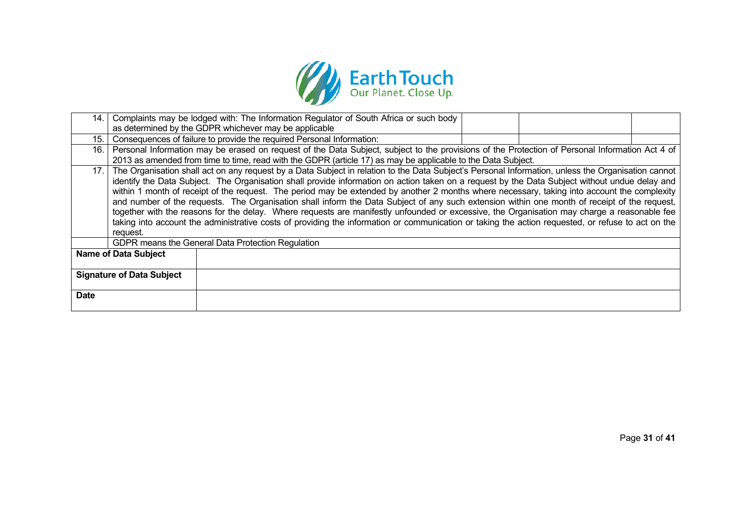| | | | | |
|---|---|---|---|---|
| 14. | Complaints may be lodged with: The Information Regulator of South Africa or such body as determined by the GDPR whichever may be applicable | | | |
| 15. | Consequences of failure to provide the required Personal Information: | | | |
| 16. | Personal Information may be erased on request of the Data Subject, subject to the provisions of the Protection of Personal Information Act 4 of 2013 as amended from time to time, read with the GDPR (article 17) as may be applicable to the Data Subject. | | | |
| 17. | The Organisation shall act on any request by a Data Subject in relation to the Data Subject's Personal Information, unless the Organisation cannot identify the Data Subject. The Organisation shall provide information on action taken on a request by the Data Subject without undue delay and within 1 month of receipt of the request. The period may be extended by another 2 months where necessary, taking into account the complexity and number of the requests. The Organisation shall inform the Data Subject of any such extension within one month of receipt of the request, together with the reasons for the delay. Where requests are manifestly unfounded or excessive, the Organisation may charge a reasonable fee taking into account the administrative costs of providing the information or communication or taking the action requested, or refuse to act on the request. | | | |
| | GDPR means the General Data Protection Regulation | | | |

| | |
|---|---|
| **Name of Data Subject** | |
| **Signature of Data Subject** | |
| **Date** | |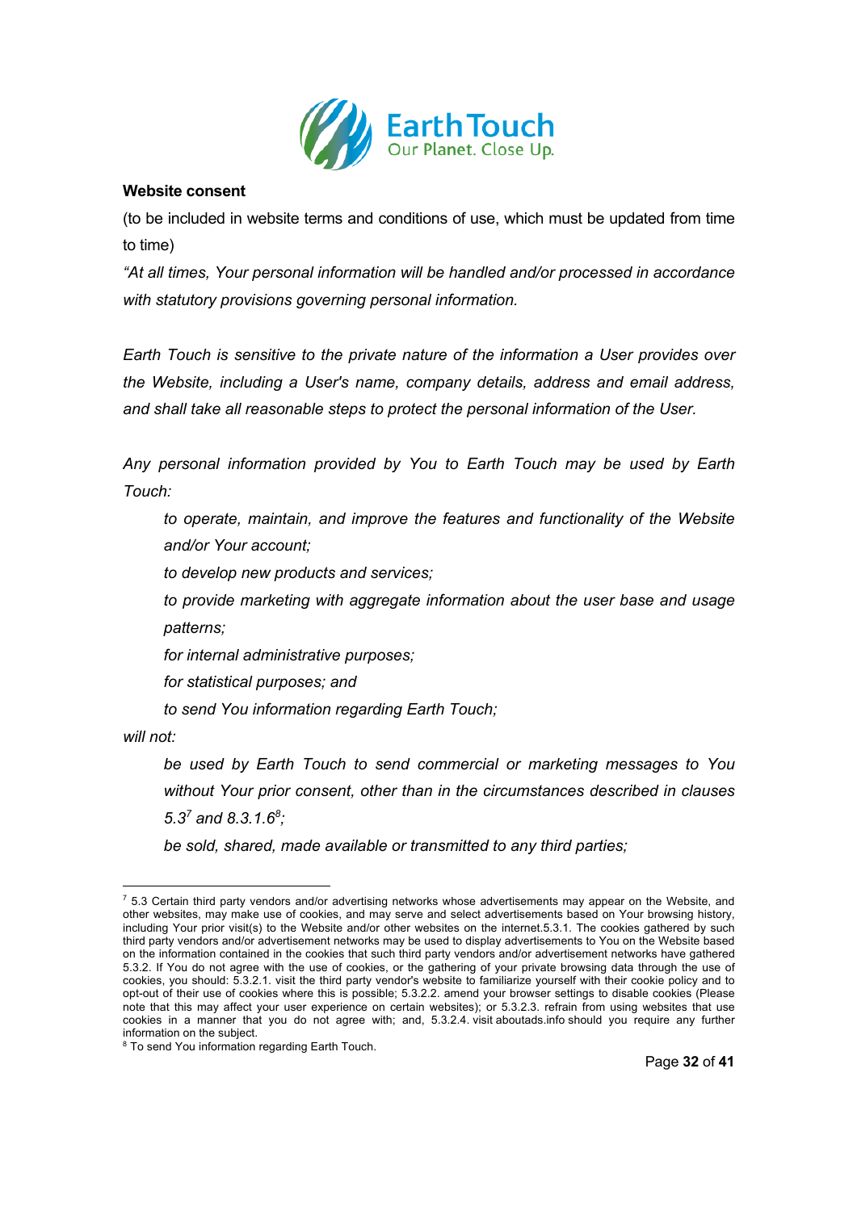**Website consent**

(to be included in website terms and conditions of use, which must be updated from time to time)

*"At all times, Your personal information will be handled and/or processed in accordance with statutory provisions governing personal information.*

*Earth Touch is sensitive to the private nature of the information a User provides over the Website, including a User's name, company details, address and email address, and shall take all reasonable steps to protect the personal information of the User.*

*Any personal information provided by You to Earth Touch may be used by Earth Touch:*

> *to operate, maintain, and improve the features and functionality of the Website and/or Your account;*
>
> *to develop new products and services;*
>
> *to provide marketing with aggregate information about the user base and usage patterns;*
>
> *for internal administrative purposes;*
>
> *for statistical purposes; and*
>
> *to send You information regarding Earth Touch;*

*will not:*

> *be used by Earth Touch to send commercial or marketing messages to You without Your prior consent, other than in the circumstances described in clauses 5.3*[7] *and 8.3.1.6*[8]*;*
>
> *be sold, shared, made available or transmitted to any third parties;*

---

[7] 5.3 Certain third party vendors and/or advertising networks whose advertisements may appear on the Website, and other websites, may make use of cookies, and may serve and select advertisements based on Your browsing history, including Your prior visit(s) to the Website and/or other websites on the internet.5.3.1. The cookies gathered by such third party vendors and/or advertisement networks may be used to display advertisements to You on the Website based on the information contained in the cookies that such third party vendors and/or advertisement networks have gathered 5.3.2. If You do not agree with the use of cookies, or the gathering of your private browsing data through the use of cookies, you should: 5.3.2.1. visit the third party vendor's website to familiarize yourself with their cookie policy and to opt-out of their use of cookies where this is possible; 5.3.2.2. amend your browser settings to disable cookies (Please note that this may affect your user experience on certain websites); or 5.3.2.3. refrain from using websites that use cookies in a manner that you do not agree with; and, 5.3.2.4. visit aboutads.info should you require any further information on the subject.

[8] To send You information regarding Earth Touch.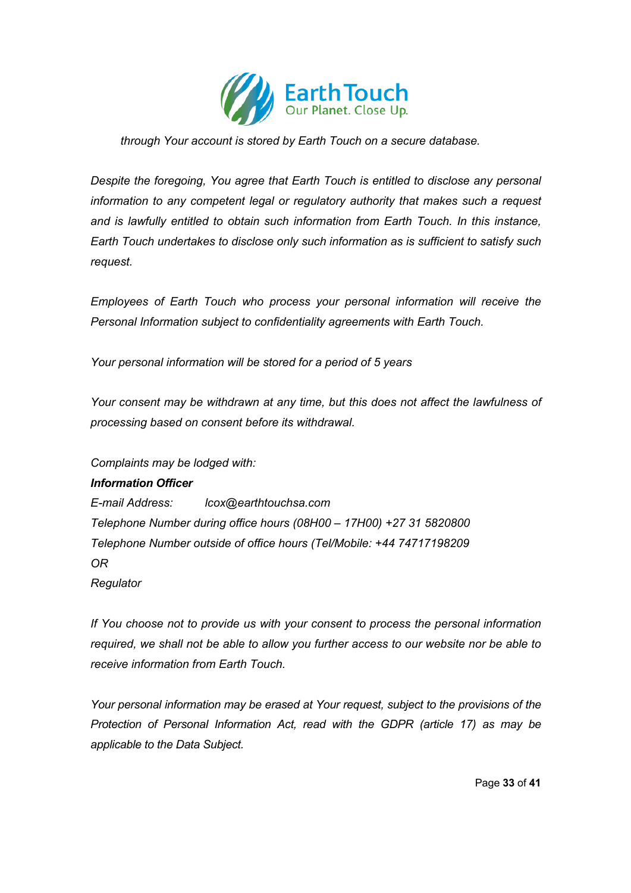*through Your account is stored by Earth Touch on a secure database.*

*Despite the foregoing, You agree that Earth Touch is entitled to disclose any personal information to any competent legal or regulatory authority that makes such a request and is lawfully entitled to obtain such information from Earth Touch. In this instance, Earth Touch undertakes to disclose only such information as is sufficient to satisfy such request.*

*Employees of Earth Touch who process your personal information will receive the Personal Information subject to confidentiality agreements with Earth Touch.*

*Your personal information will be stored for a period of 5 years*

*Your consent may be withdrawn at any time, but this does not affect the lawfulness of processing based on consent before its withdrawal.*

*Complaints may be lodged with:*
***Information Officer***
*E-mail Address: lcox@earthtouchsa.com*
*Telephone Number during office hours (08H00 – 17H00) +27 31 5820800*
*Telephone Number outside of office hours (Tel/Mobile: +44 74717198209*
*OR*
*Regulator*

*If You choose not to provide us with your consent to process the personal information required, we shall not be able to allow you further access to our website nor be able to receive information from Earth Touch.*

*Your personal information may be erased at Your request, subject to the provisions of the Protection of Personal Information Act, read with the GDPR (article 17) as may be applicable to the Data Subject.*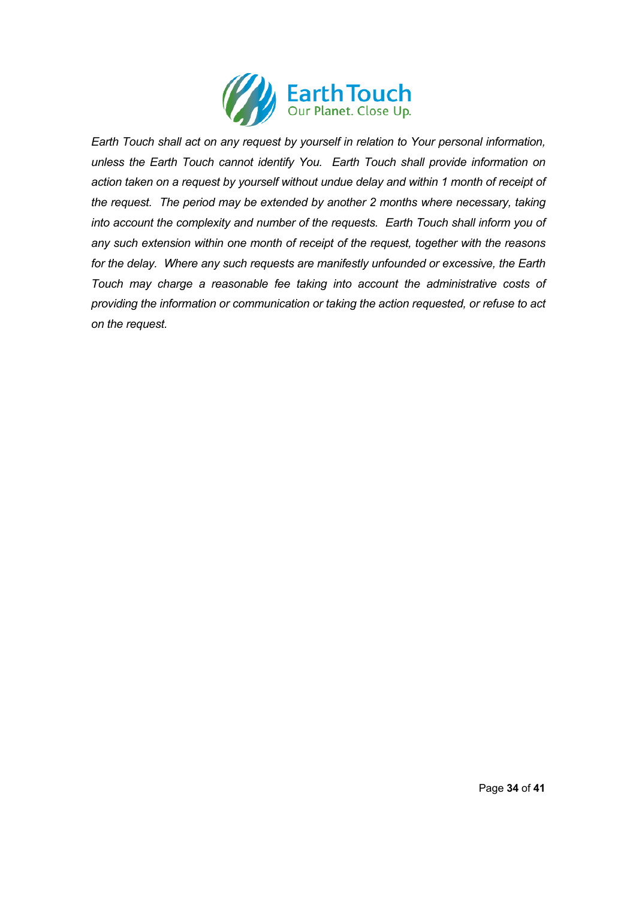*Earth Touch shall act on any request by yourself in relation to Your personal information, unless the Earth Touch cannot identify You. Earth Touch shall provide information on action taken on a request by yourself without undue delay and within 1 month of receipt of the request. The period may be extended by another 2 months where necessary, taking into account the complexity and number of the requests. Earth Touch shall inform you of any such extension within one month of receipt of the request, together with the reasons for the delay. Where any such requests are manifestly unfounded or excessive, the Earth Touch may charge a reasonable fee taking into account the administrative costs of providing the information or communication or taking the action requested, or refuse to act on the request.*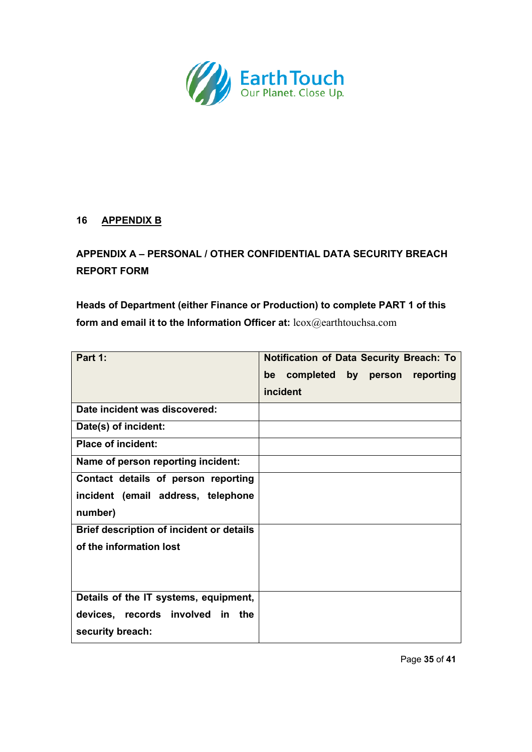## 16 APPENDIX B

**APPENDIX A – PERSONAL / OTHER CONFIDENTIAL DATA SECURITY BREACH REPORT FORM**

**Heads of Department (either Finance or Production) to complete PART 1 of this form and email it to the Information Officer at:** lcox@earthtouchsa.com

| **Part 1:** | **Notification of Data Security Breach: To be completed by person reporting incident** |
|---|---|
| **Date incident was discovered:** | |
| **Date(s) of incident:** | |
| **Place of incident:** | |
| **Name of person reporting incident:** | |
| **Contact details of person reporting incident (email address, telephone number)** | |
| **Brief description of incident or details of the information lost** | |
| **Details of the IT systems, equipment, devices, records involved in the security breach:** | |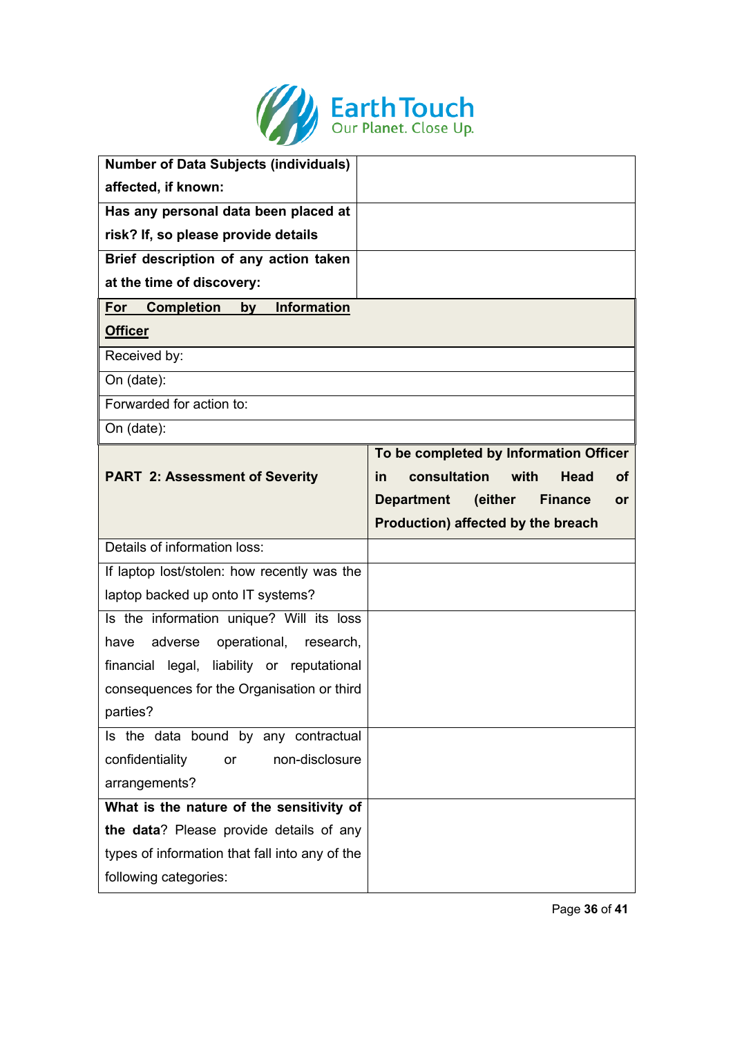| **Number of Data Subjects (individuals) affected, if known:** | |
|---|---|
| **Has any personal data been placed at risk? If, so please provide details** | |
| **Brief description of any action taken at the time of discovery:** | |
| **<u>For Completion by Information Officer</u>** | |
| Received by: | |
| On (date): | |
| Forwarded for action to: | |
| On (date): | |

| **PART 2: Assessment of Severity** | **To be completed by Information Officer in consultation with Head of Department (either Finance or Production) affected by the breach** |
|---|---|
| Details of information loss: | |
| If laptop lost/stolen: how recently was the laptop backed up onto IT systems? | |
| Is the information unique? Will its loss have adverse operational, research, financial legal, liability or reputational consequences for the Organisation or third parties? | |
| Is the data bound by any contractual confidentiality or non-disclosure arrangements? | |
| **What is the nature of the sensitivity of the data**? Please provide details of any types of information that fall into any of the following categories: | |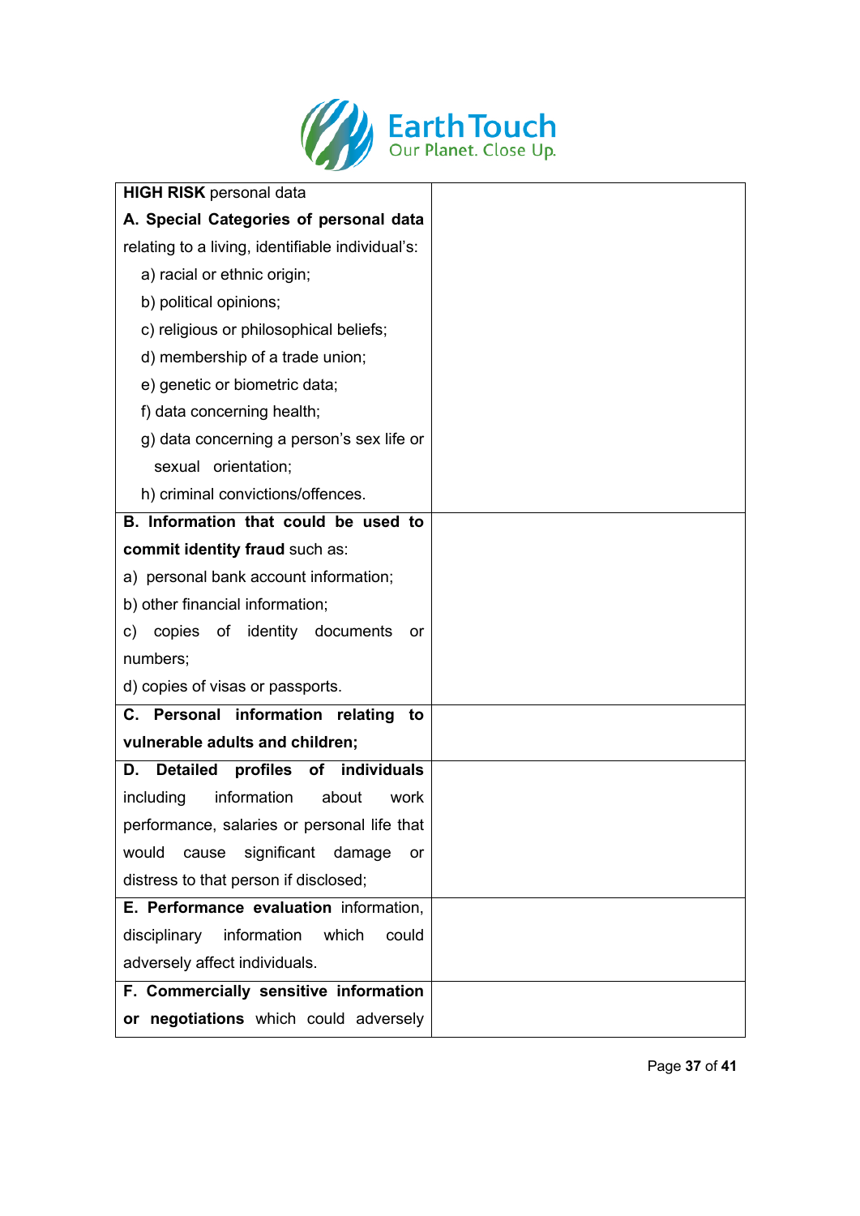| **HIGH RISK** personal data | |
|---|---|
| **A. Special Categories of personal data** relating to a living, identifiable individual's:<br>a) racial or ethnic origin;<br>b) political opinions;<br>c) religious or philosophical beliefs;<br>d) membership of a trade union;<br>e) genetic or biometric data;<br>f) data concerning health;<br>g) data concerning a person's sex life or sexual orientation;<br>h) criminal convictions/offences. | |
| **B. Information that could be used to commit identity fraud** such as:<br>a) personal bank account information;<br>b) other financial information;<br>c) copies of identity documents or numbers;<br>d) copies of visas or passports. | |
| **C. Personal information relating to vulnerable adults and children;** | |
| **D. Detailed profiles of individuals** including information about work performance, salaries or personal life that would cause significant damage or distress to that person if disclosed; | |
| **E. Performance evaluation** information, disciplinary information which could adversely affect individuals. | |
| **F. Commercially sensitive information or negotiations** which could adversely | |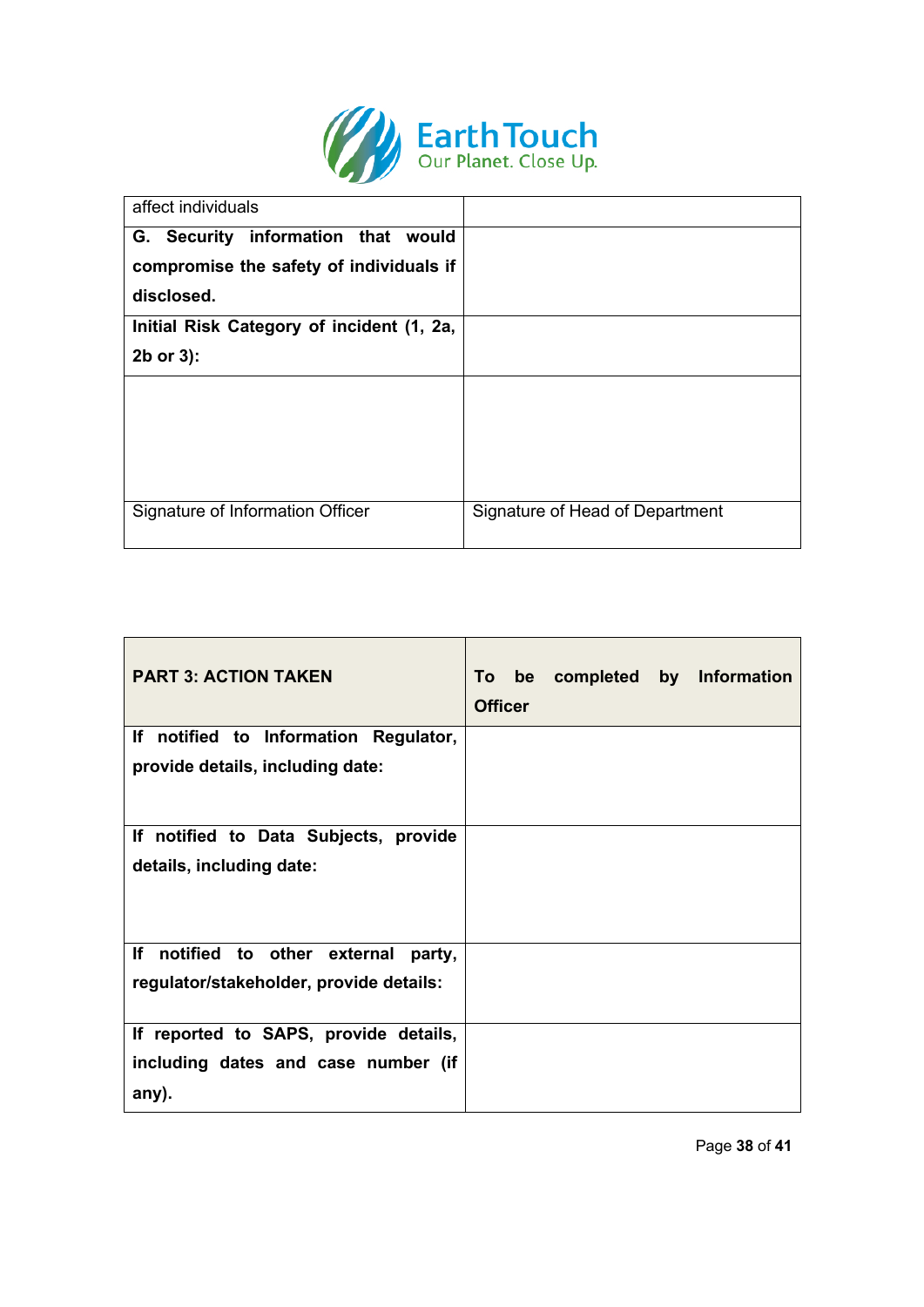| affect individuals | |
|---|---|
| **G. Security information that would compromise the safety of individuals if disclosed.** | |
| **Initial Risk Category of incident (1, 2a, 2b or 3):** | |
| | |
| Signature of Information Officer | Signature of Head of Department |

| **PART 3: ACTION TAKEN** | **To be completed by Information Officer** |
|---|---|
| **If notified to Information Regulator, provide details, including date:** | |
| **If notified to Data Subjects, provide details, including date:** | |
| **If notified to other external party, regulator/stakeholder, provide details:** | |
| **If reported to SAPS, provide details, including dates and case number (if any).** | |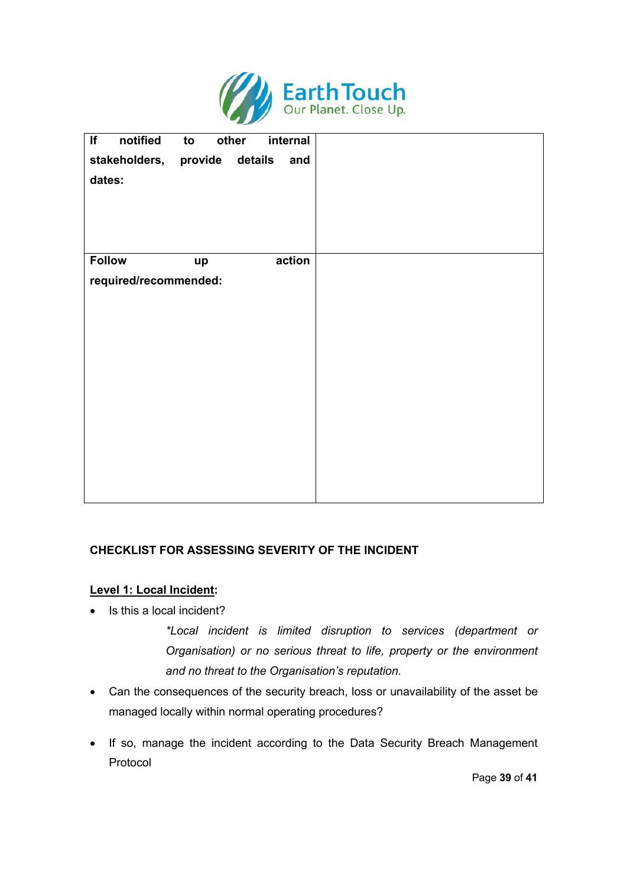| | |
|---|---|
| **If notified to other internal stakeholders, provide details and dates:** | |
| **Follow up action required/recommended:** | |

**CHECKLIST FOR ASSESSING SEVERITY OF THE INCIDENT**

**<u>Level 1: Local Incident</u>:**

- Is this a local incident?

  *\*Local incident is limited disruption to services (department or Organisation) or no serious threat to life, property or the environment and no threat to the Organisation's reputation.*

- Can the consequences of the security breach, loss or unavailability of the asset be managed locally within normal operating procedures?
- If so, manage the incident according to the Data Security Breach Management Protocol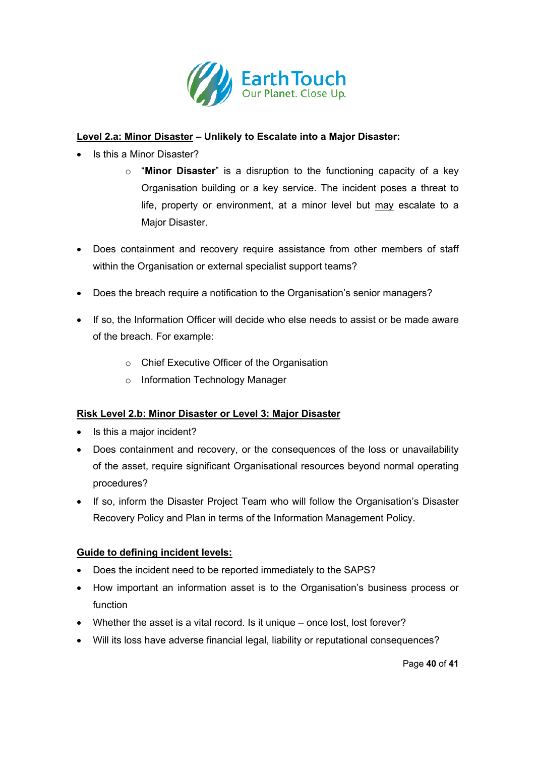**<u>Level 2.a: Minor Disaster</u> – Unlikely to Escalate into a Major Disaster:**

- Is this a Minor Disaster?
    - "**Minor Disaster**" is a disruption to the functioning capacity of a key Organisation building or a key service. The incident poses a threat to life, property or environment, at a minor level but <u>may</u> escalate to a Major Disaster.
- Does containment and recovery require assistance from other members of staff within the Organisation or external specialist support teams?
- Does the breach require a notification to the Organisation's senior managers?
- If so, the Information Officer will decide who else needs to assist or be made aware of the breach. For example:
    - Chief Executive Officer of the Organisation
    - Information Technology Manager

**<u>Risk Level 2.b: Minor Disaster or Level 3: Major Disaster</u>**

- Is this a major incident?
- Does containment and recovery, or the consequences of the loss or unavailability of the asset, require significant Organisational resources beyond normal operating procedures?
- If so, inform the Disaster Project Team who will follow the Organisation's Disaster Recovery Policy and Plan in terms of the Information Management Policy.

**<u>Guide to defining incident levels:</u>**

- Does the incident need to be reported immediately to the SAPS?
- How important an information asset is to the Organisation's business process or function
- Whether the asset is a vital record. Is it unique – once lost, lost forever?
- Will its loss have adverse financial legal, liability or reputational consequences?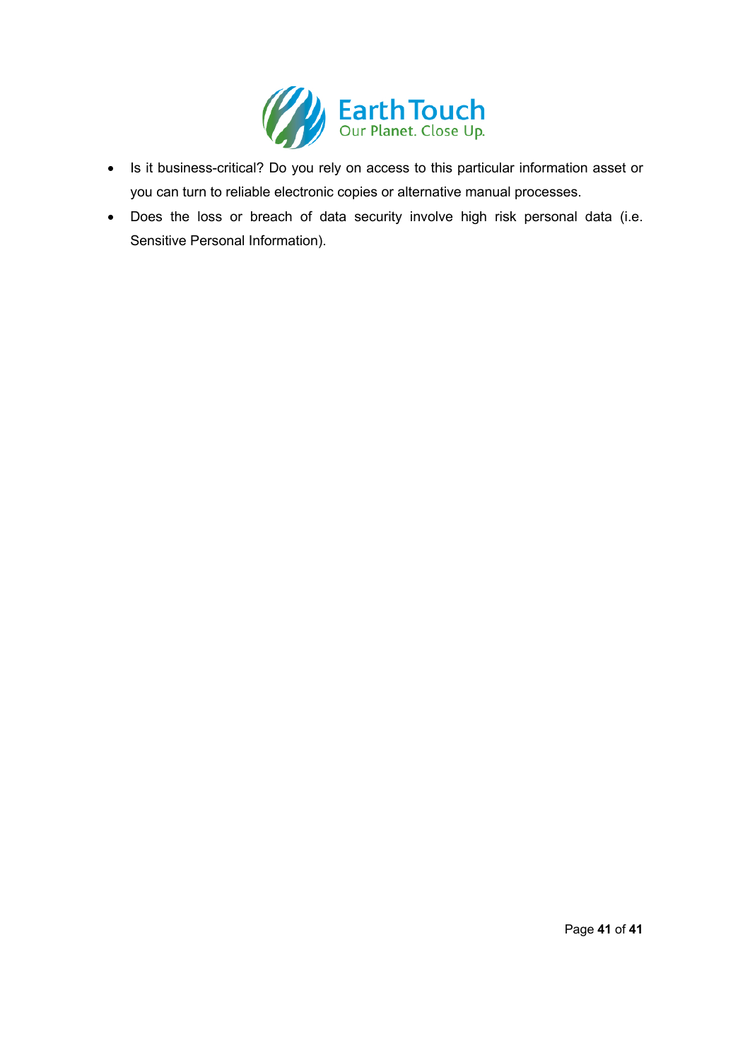- Is it business-critical? Do you rely on access to this particular information asset or you can turn to reliable electronic copies or alternative manual processes.
- Does the loss or breach of data security involve high risk personal data (i.e. Sensitive Personal Information).